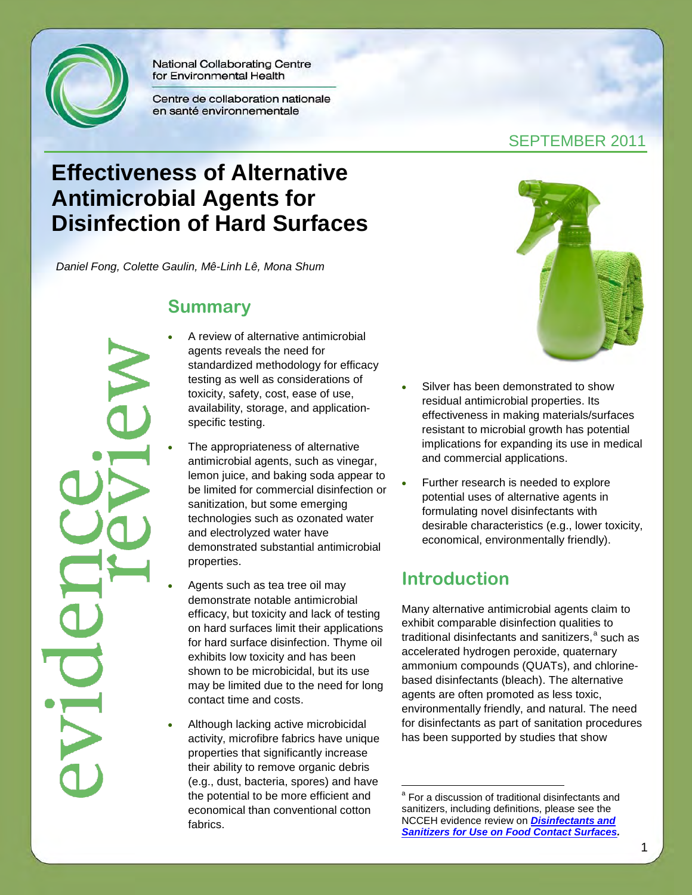National Collaborating Centre for Environmental Health

Centre de collaboration nationale en santé environnementale

SEPTEMBER 2011

# Effectiveness of Alternative Antimicrobial Agents for Disinfection of Hard Surfaces

*Daniel Fong, Colette Gaulin, Mê-Linh Lê, Mona Shum*

evidence review

## Summary

- A review of alternative antimicrobial agents reveals the need for standardized methodology for efficacy testing as well as considerations of toxicity, safety, cost, ease of use, availability, storage, and application-specific testing.
- The appropriateness of alternative antimicrobial agents, such as vinegar, lemon juice, and baking soda appear to be limited for commercial disinfection or sanitization, but some emerging technologies such as ozonated water and electrolyzed water have demonstrated substantial antimicrobial properties.
- Agents such as tea tree oil may demonstrate notable antimicrobial efficacy, but toxicity and lack of testing on hard surfaces limit their applications for hard surface disinfection. Thyme oil exhibits low toxicity and has been shown to be microbicidal, but its use may be limited due to the need for long contact time and costs.
- Although lacking active microbicidal activity, microfibre fabrics have unique properties that significantly increase their ability to remove organic debris (e.g., dust, bacteria, spores) and have the potential to be more efficient and economical than conventional cotton fabrics.
- Silver has been demonstrated to show residual antimicrobial properties. Its effectiveness in making materials/surfaces resistant to microbial growth has potential implications for expanding its use in medical and commercial applications.
- Further research is needed to explore potential uses of alternative agents in formulating novel disinfectants with desirable characteristics (e.g., lower toxicity, economical, environmentally friendly).

## Introduction

Many alternative antimicrobial agents claim to exhibit comparable disinfection qualities to traditional disinfectants and sanitizers,[a] such as accelerated hydrogen peroxide, quaternary ammonium compounds (QUATs), and chlorine-based disinfectants (bleach). The alternative agents are often promoted as less toxic, environmentally friendly, and natural. The need for disinfectants as part of sanitation procedures has been supported by studies that show

[a] For a discussion of traditional disinfectants and sanitizers, including definitions, please see the NCCEH evidence review on ***Disinfectants and Sanitizers for Use on Food Contact Surfaces***.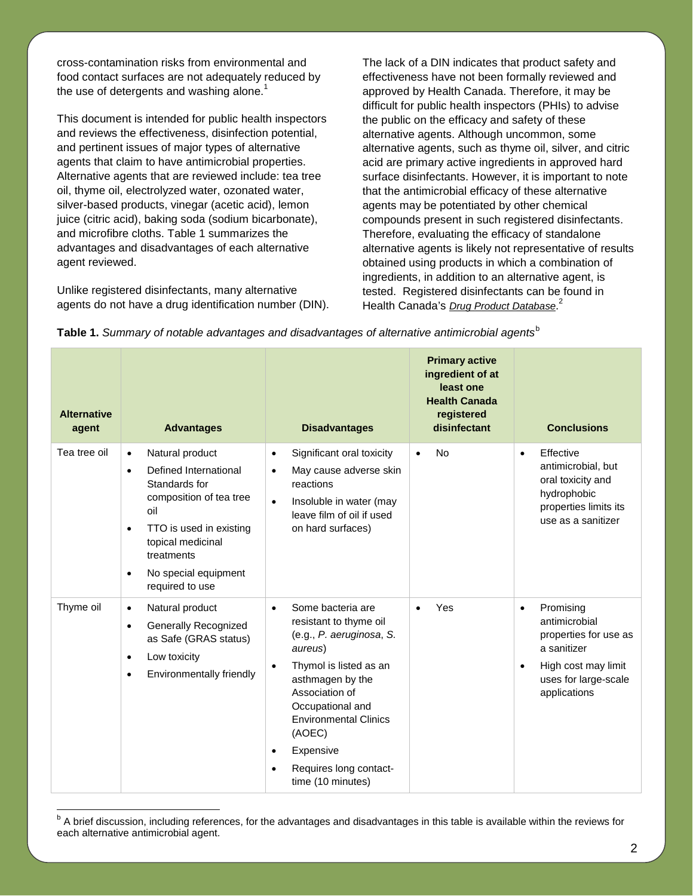cross-contamination risks from environmental and food contact surfaces are not adequately reduced by the use of detergents and washing alone.[1]

This document is intended for public health inspectors and reviews the effectiveness, disinfection potential, and pertinent issues of major types of alternative agents that claim to have antimicrobial properties. Alternative agents that are reviewed include: tea tree oil, thyme oil, electrolyzed water, ozonated water, silver-based products, vinegar (acetic acid), lemon juice (citric acid), baking soda (sodium bicarbonate), and microfibre cloths. Table 1 summarizes the advantages and disadvantages of each alternative agent reviewed.

Unlike registered disinfectants, many alternative agents do not have a drug identification number (DIN). The lack of a DIN indicates that product safety and effectiveness have not been formally reviewed and approved by Health Canada. Therefore, it may be difficult for public health inspectors (PHIs) to advise the public on the efficacy and safety of these alternative agents. Although uncommon, some alternative agents, such as thyme oil, silver, and citric acid are primary active ingredients in approved hard surface disinfectants. However, it is important to note that the antimicrobial efficacy of these alternative agents may be potentiated by other chemical compounds present in such registered disinfectants. Therefore, evaluating the efficacy of standalone alternative agents is likely not representative of results obtained using products in which a combination of ingredients, in addition to an alternative agent, is tested. Registered disinfectants can be found in Health Canada's *Drug Product Database*.[2]

**Table 1.** *Summary of notable advantages and disadvantages of alternative antimicrobial agents*[b]

| Alternative agent | Advantages | Disadvantages | Primary active ingredient of at least one Health Canada registered disinfectant | Conclusions |
|---|---|---|---|---|
| Tea tree oil | • Natural product<br>• Defined International Standards for composition of tea tree oil<br>• TTO is used in existing topical medicinal treatments<br>• No special equipment required to use | • Significant oral toxicity<br>• May cause adverse skin reactions<br>• Insoluble in water (may leave film of oil if used on hard surfaces) | • No | • Effective antimicrobial, but oral toxicity and hydrophobic properties limits its use as a sanitizer |
| Thyme oil | • Natural product<br>• Generally Recognized as Safe (GRAS status)<br>• Low toxicity<br>• Environmentally friendly | • Some bacteria are resistant to thyme oil (e.g., *P. aeruginosa*, *S. aureus*)<br>• Thymol is listed as an asthmagen by the Association of Occupational and Environmental Clinics (AOEC)<br>• Expensive<br>• Requires long contact-time (10 minutes) | • Yes | • Promising antimicrobial properties for use as a sanitizer<br>• High cost may limit uses for large-scale applications |

[b] A brief discussion, including references, for the advantages and disadvantages in this table is available within the reviews for each alternative antimicrobial agent.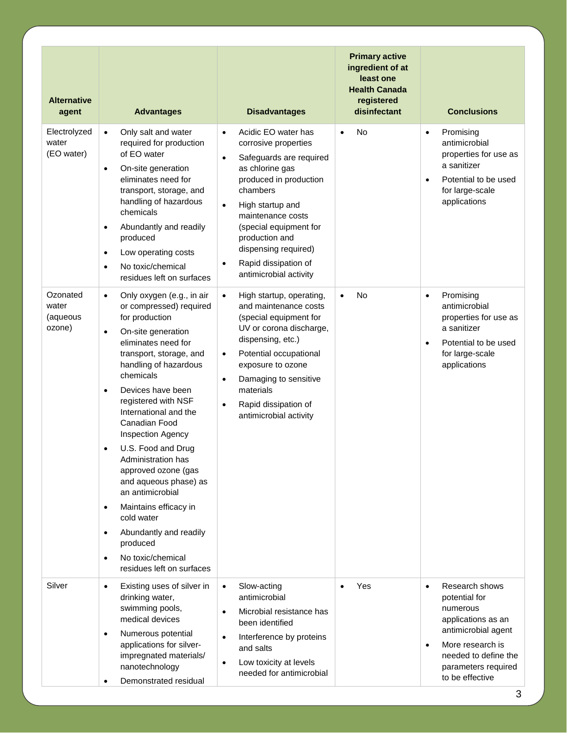| Alternative agent | Advantages | Disadvantages | Primary active ingredient of at least one Health Canada registered disinfectant | Conclusions |
|---|---|---|---|---|
| Electrolyzed water (EO water) | • Only salt and water required for production of EO water<br>• On-site generation eliminates need for transport, storage, and handling of hazardous chemicals<br>• Abundantly and readily produced<br>• Low operating costs<br>• No toxic/chemical residues left on surfaces | • Acidic EO water has corrosive properties<br>• Safeguards are required as chlorine gas produced in production chambers<br>• High startup and maintenance costs (special equipment for production and dispensing required)<br>• Rapid dissipation of antimicrobial activity | • No | • Promising antimicrobial properties for use as a sanitizer<br>• Potential to be used for large-scale applications |
| Ozonated water (aqueous ozone) | • Only oxygen (e.g., in air or compressed) required for production<br>• On-site generation eliminates need for transport, storage, and handling of hazardous chemicals<br>• Devices have been registered with NSF International and the Canadian Food Inspection Agency<br>• U.S. Food and Drug Administration has approved ozone (gas and aqueous phase) as an antimicrobial<br>• Maintains efficacy in cold water<br>• Abundantly and readily produced<br>• No toxic/chemical residues left on surfaces | • High startup, operating, and maintenance costs (special equipment for UV or corona discharge, dispensing, etc.)<br>• Potential occupational exposure to ozone<br>• Damaging to sensitive materials<br>• Rapid dissipation of antimicrobial activity | • No | • Promising antimicrobial properties for use as a sanitizer<br>• Potential to be used for large-scale applications |
| Silver | • Existing uses of silver in drinking water, swimming pools, medical devices<br>• Numerous potential applications for silver-impregnated materials/ nanotechnology<br>• Demonstrated residual | • Slow-acting antimicrobial<br>• Microbial resistance has been identified<br>• Interference by proteins and salts<br>• Low toxicity at levels needed for antimicrobial | • Yes | • Research shows potential for numerous applications as an antimicrobial agent<br>• More research is needed to define the parameters required to be effective |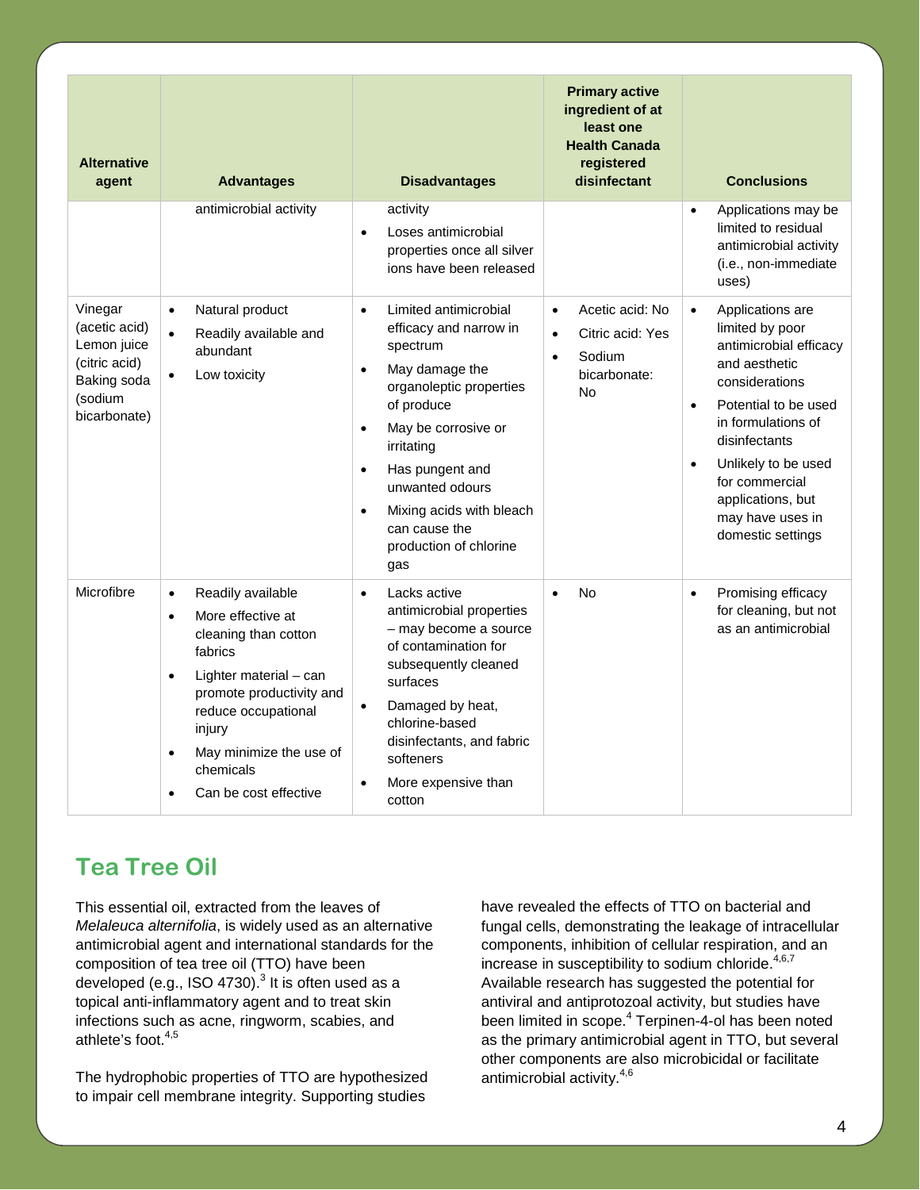| Alternative agent | Advantages | Disadvantages | Primary active ingredient of at least one Health Canada registered disinfectant | Conclusions |
|---|---|---|---|---|
| | antimicrobial activity | activity<br>• Loses antimicrobial properties once all silver ions have been released | | • Applications may be limited to residual antimicrobial activity (i.e., non-immediate uses) |
| Vinegar (acetic acid) Lemon juice (citric acid) Baking soda (sodium bicarbonate) | • Natural product<br>• Readily available and abundant<br>• Low toxicity | • Limited antimicrobial efficacy and narrow in spectrum<br>• May damage the organoleptic properties of produce<br>• May be corrosive or irritating<br>• Has pungent and unwanted odours<br>• Mixing acids with bleach can cause the production of chlorine gas | • Acetic acid: No<br>• Citric acid: Yes<br>• Sodium bicarbonate: No | • Applications are limited by poor antimicrobial efficacy and aesthetic considerations<br>• Potential to be used in formulations of disinfectants<br>• Unlikely to be used for commercial applications, but may have uses in domestic settings |
| Microfibre | • Readily available<br>• More effective at cleaning than cotton fabrics<br>• Lighter material – can promote productivity and reduce occupational injury<br>• May minimize the use of chemicals<br>• Can be cost effective | • Lacks active antimicrobial properties – may become a source of contamination for subsequently cleaned surfaces<br>• Damaged by heat, chlorine-based disinfectants, and fabric softeners<br>• More expensive than cotton | • No | • Promising efficacy for cleaning, but not as an antimicrobial |

## Tea Tree Oil

This essential oil, extracted from the leaves of *Melaleuca alternifolia*, is widely used as an alternative antimicrobial agent and international standards for the composition of tea tree oil (TTO) have been developed (e.g., ISO 4730).[3] It is often used as a topical anti-inflammatory agent and to treat skin infections such as acne, ringworm, scabies, and athlete's foot.[4,5]

The hydrophobic properties of TTO are hypothesized to impair cell membrane integrity. Supporting studies have revealed the effects of TTO on bacterial and fungal cells, demonstrating the leakage of intracellular components, inhibition of cellular respiration, and an increase in susceptibility to sodium chloride.[4,6,7] Available research has suggested the potential for antiviral and antiprotozoal activity, but studies have been limited in scope.[4] Terpinen-4-ol has been noted as the primary antimicrobial agent in TTO, but several other components are also microbicidal or facilitate antimicrobial activity.[4,6]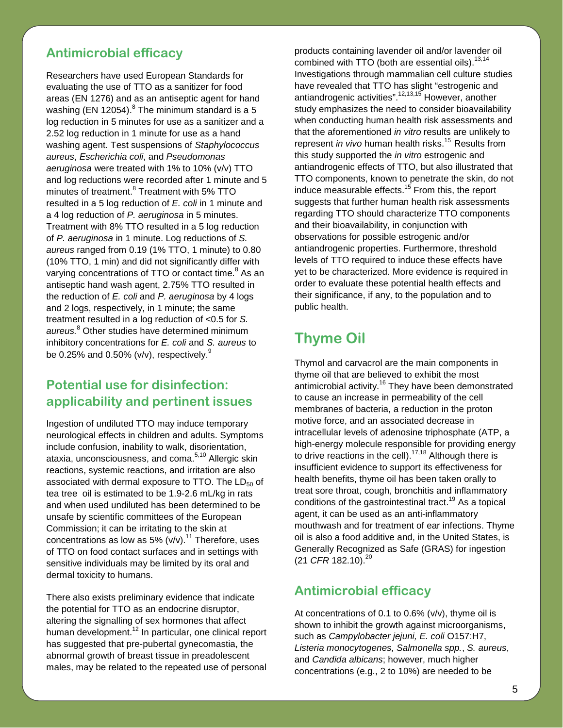## Antimicrobial efficacy

Researchers have used European Standards for evaluating the use of TTO as a sanitizer for food areas (EN 1276) and as an antiseptic agent for hand washing (EN 12054).[8] The minimum standard is a 5 log reduction in 5 minutes for use as a sanitizer and a 2.52 log reduction in 1 minute for use as a hand washing agent. Test suspensions of *Staphylococcus aureus*, *Escherichia coli*, and *Pseudomonas aeruginosa* were treated with 1% to 10% (v/v) TTO and log reductions were recorded after 1 minute and 5 minutes of treatment.[8] Treatment with 5% TTO resulted in a 5 log reduction of *E. coli* in 1 minute and a 4 log reduction of *P. aeruginosa* in 5 minutes. Treatment with 8% TTO resulted in a 5 log reduction of *P. aeruginosa* in 1 minute. Log reductions of *S. aureus* ranged from 0.19 (1% TTO, 1 minute) to 0.80 (10% TTO, 1 min) and did not significantly differ with varying concentrations of TTO or contact time.[8] As an antiseptic hand wash agent, 2.75% TTO resulted in the reduction of *E. coli* and *P. aeruginosa* by 4 logs and 2 logs, respectively, in 1 minute; the same treatment resulted in a log reduction of <0.5 for *S. aureus.*[8] Other studies have determined minimum inhibitory concentrations for *E. coli* and *S. aureus* to be 0.25% and 0.50% (v/v), respectively.[9]

## Potential use for disinfection: applicability and pertinent issues

Ingestion of undiluted TTO may induce temporary neurological effects in children and adults. Symptoms include confusion, inability to walk, disorientation, ataxia, unconsciousness, and coma.[5,10] Allergic skin reactions, systemic reactions, and irritation are also associated with dermal exposure to TTO. The $LD_{50}$ of tea tree oil is estimated to be 1.9-2.6 mL/kg in rats and when used undiluted has been determined to be unsafe by scientific committees of the European Commission; it can be irritating to the skin at concentrations as low as 5% (v/v).[11] Therefore, uses of TTO on food contact surfaces and in settings with sensitive individuals may be limited by its oral and dermal toxicity to humans.

There also exists preliminary evidence that indicate the potential for TTO as an endocrine disruptor, altering the signalling of sex hormones that affect human development.[12] In particular, one clinical report has suggested that pre-pubertal gynecomastia, the abnormal growth of breast tissue in preadolescent males, may be related to the repeated use of personal products containing lavender oil and/or lavender oil combined with TTO (both are essential oils).[13,14] Investigations through mammalian cell culture studies have revealed that TTO has slight "estrogenic and antiandrogenic activities".[12,13,15] However, another study emphasizes the need to consider bioavailability when conducting human health risk assessments and that the aforementioned *in vitro* results are unlikely to represent *in vivo* human health risks.[15] Results from this study supported the *in vitro* estrogenic and antiandrogenic effects of TTO, but also illustrated that TTO components, known to penetrate the skin, do not induce measurable effects.[15] From this, the report suggests that further human health risk assessments regarding TTO should characterize TTO components and their bioavailability, in conjunction with observations for possible estrogenic and/or antiandrogenic properties. Furthermore, threshold levels of TTO required to induce these effects have yet to be characterized. More evidence is required in order to evaluate these potential health effects and their significance, if any, to the population and to public health.

# Thyme Oil

Thymol and carvacrol are the main components in thyme oil that are believed to exhibit the most antimicrobial activity.[16] They have been demonstrated to cause an increase in permeability of the cell membranes of bacteria, a reduction in the proton motive force, and an associated decrease in intracellular levels of adenosine triphosphate (ATP, a high-energy molecule responsible for providing energy to drive reactions in the cell).[17,18] Although there is insufficient evidence to support its effectiveness for health benefits, thyme oil has been taken orally to treat sore throat, cough, bronchitis and inflammatory conditions of the gastrointestinal tract.[19] As a topical agent, it can be used as an anti-inflammatory mouthwash and for treatment of ear infections. Thyme oil is also a food additive and, in the United States, is Generally Recognized as Safe (GRAS) for ingestion (21 *CFR* 182.10).[20]

## Antimicrobial efficacy

At concentrations of 0.1 to 0.6% (v/v), thyme oil is shown to inhibit the growth against microorganisms, such as *Campylobacter jejuni, E. coli* O157:H7, *Listeria monocytogenes, Salmonella spp.*, *S. aureus*, and *Candida albicans*; however, much higher concentrations (e.g., 2 to 10%) are needed to be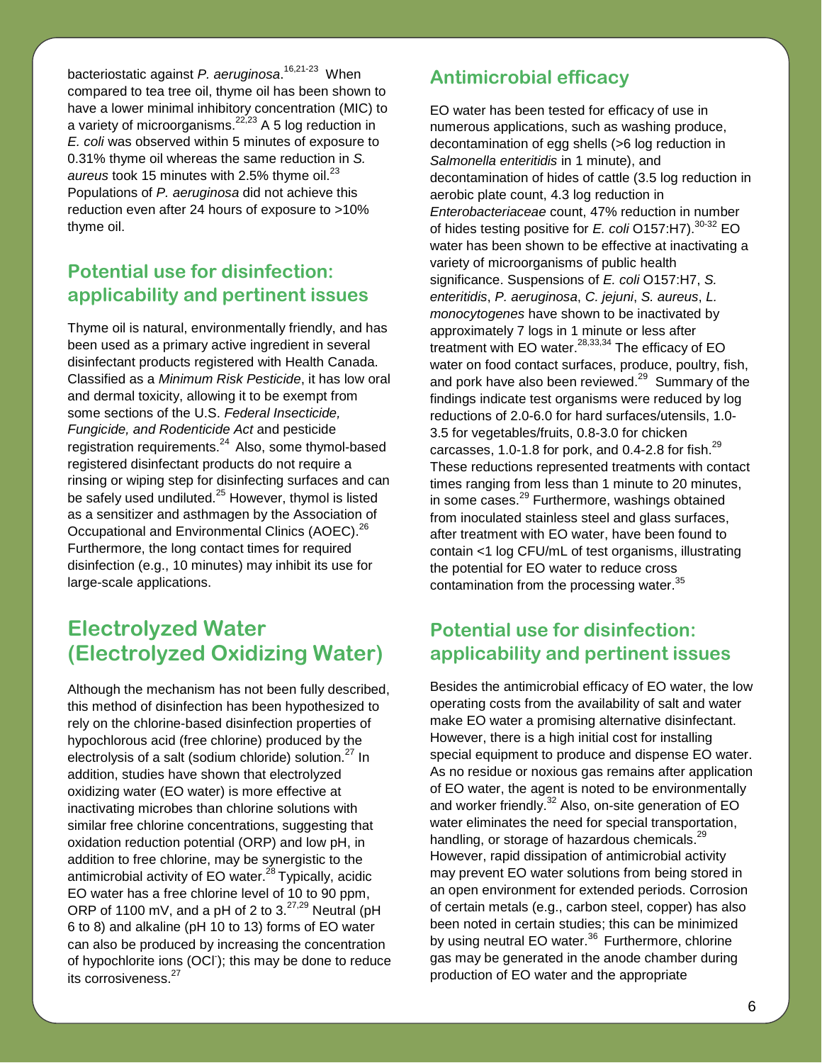bacteriostatic against *P. aeruginosa*.[16,21-23] When compared to tea tree oil, thyme oil has been shown to have a lower minimal inhibitory concentration (MIC) to a variety of microorganisms.[22,23] A 5 log reduction in *E. coli* was observed within 5 minutes of exposure to 0.31% thyme oil whereas the same reduction in *S. aureus* took 15 minutes with 2.5% thyme oil.[23] Populations of *P. aeruginosa* did not achieve this reduction even after 24 hours of exposure to >10% thyme oil.

## Potential use for disinfection: applicability and pertinent issues

Thyme oil is natural, environmentally friendly, and has been used as a primary active ingredient in several disinfectant products registered with Health Canada. Classified as a *Minimum Risk Pesticide*, it has low oral and dermal toxicity, allowing it to be exempt from some sections of the U.S. *Federal Insecticide, Fungicide, and Rodenticide Act* and pesticide registration requirements.[24] Also, some thymol-based registered disinfectant products do not require a rinsing or wiping step for disinfecting surfaces and can be safely used undiluted.[25] However, thymol is listed as a sensitizer and asthmagen by the Association of Occupational and Environmental Clinics (AOEC).[26] Furthermore, the long contact times for required disinfection (e.g., 10 minutes) may inhibit its use for large-scale applications.

# Electrolyzed Water (Electrolyzed Oxidizing Water)

Although the mechanism has not been fully described, this method of disinfection has been hypothesized to rely on the chlorine-based disinfection properties of hypochlorous acid (free chlorine) produced by the electrolysis of a salt (sodium chloride) solution.[27] In addition, studies have shown that electrolyzed oxidizing water (EO water) is more effective at inactivating microbes than chlorine solutions with similar free chlorine concentrations, suggesting that oxidation reduction potential (ORP) and low pH, in addition to free chlorine, may be synergistic to the antimicrobial activity of EO water.[28] Typically, acidic EO water has a free chlorine level of 10 to 90 ppm, ORP of 1100 mV, and a pH of 2 to 3.[27,29] Neutral (pH 6 to 8) and alkaline (pH 10 to 13) forms of EO water can also be produced by increasing the concentration of hypochlorite ions ($OCl^-$); this may be done to reduce its corrosiveness.[27]

## Antimicrobial efficacy

EO water has been tested for efficacy of use in numerous applications, such as washing produce, decontamination of egg shells (>6 log reduction in *Salmonella enteritidis* in 1 minute), and decontamination of hides of cattle (3.5 log reduction in aerobic plate count, 4.3 log reduction in *Enterobacteriaceae* count, 47% reduction in number of hides testing positive for *E. coli* O157:H7).[30-32] EO water has been shown to be effective at inactivating a variety of microorganisms of public health significance. Suspensions of *E. coli* O157:H7, *S. enteritidis*, *P. aeruginosa*, *C. jejuni*, *S. aureus*, *L. monocytogenes* have shown to be inactivated by approximately 7 logs in 1 minute or less after treatment with EO water.[28,33,34] The efficacy of EO water on food contact surfaces, produce, poultry, fish, and pork have also been reviewed.[29] Summary of the findings indicate test organisms were reduced by log reductions of 2.0-6.0 for hard surfaces/utensils, 1.0-3.5 for vegetables/fruits, 0.8-3.0 for chicken carcasses, 1.0-1.8 for pork, and 0.4-2.8 for fish.[29] These reductions represented treatments with contact times ranging from less than 1 minute to 20 minutes, in some cases.[29] Furthermore, washings obtained from inoculated stainless steel and glass surfaces, after treatment with EO water, have been found to contain <1 log CFU/mL of test organisms, illustrating the potential for EO water to reduce cross contamination from the processing water.[35]

## Potential use for disinfection: applicability and pertinent issues

Besides the antimicrobial efficacy of EO water, the low operating costs from the availability of salt and water make EO water a promising alternative disinfectant. However, there is a high initial cost for installing special equipment to produce and dispense EO water. As no residue or noxious gas remains after application of EO water, the agent is noted to be environmentally and worker friendly.[32] Also, on-site generation of EO water eliminates the need for special transportation, handling, or storage of hazardous chemicals.[29] However, rapid dissipation of antimicrobial activity may prevent EO water solutions from being stored in an open environment for extended periods. Corrosion of certain metals (e.g., carbon steel, copper) has also been noted in certain studies; this can be minimized by using neutral EO water.[36] Furthermore, chlorine gas may be generated in the anode chamber during production of EO water and the appropriate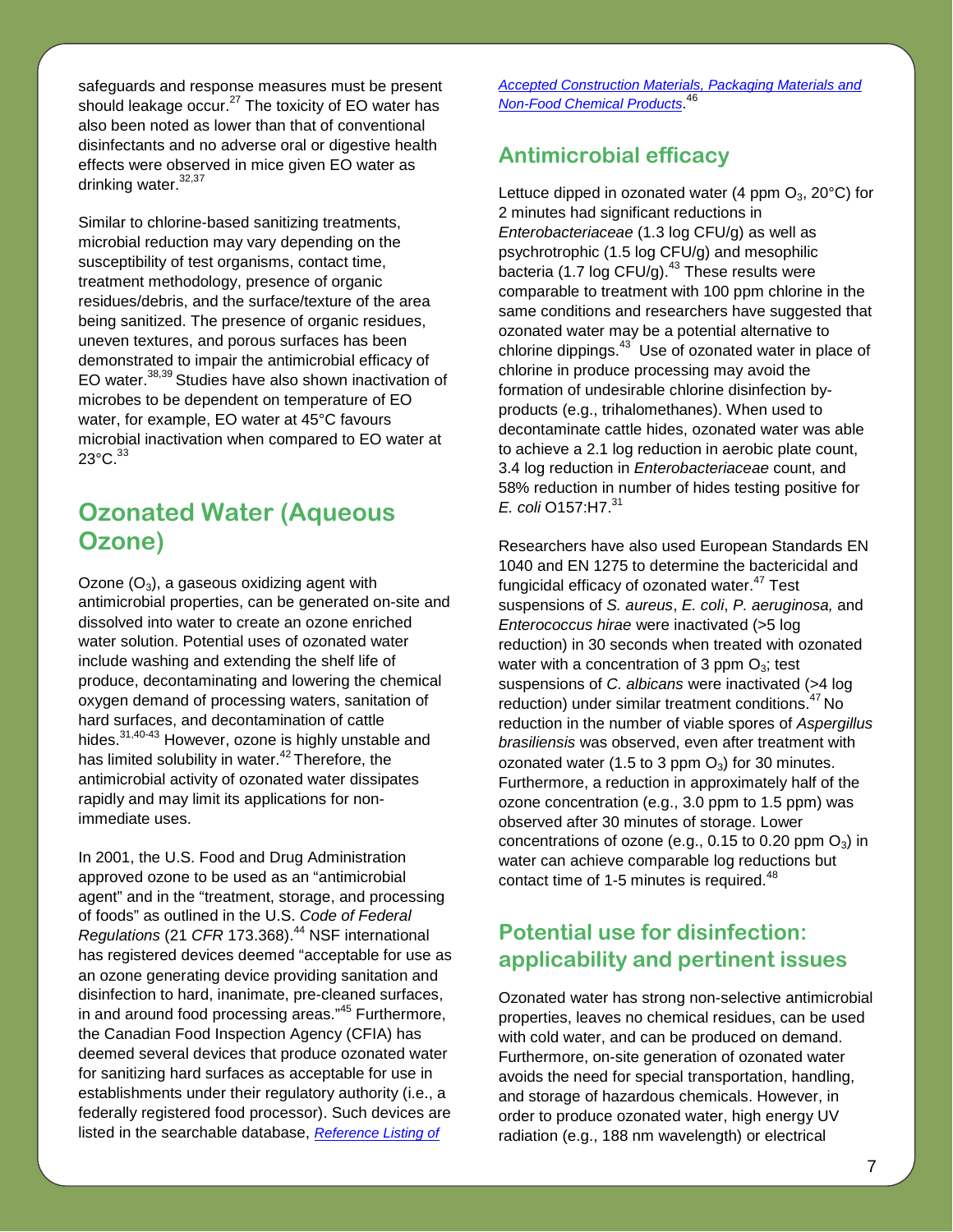safeguards and response measures must be present should leakage occur.[27] The toxicity of EO water has also been noted as lower than that of conventional disinfectants and no adverse oral or digestive health effects were observed in mice given EO water as drinking water.[32,37]

Similar to chlorine-based sanitizing treatments, microbial reduction may vary depending on the susceptibility of test organisms, contact time, treatment methodology, presence of organic residues/debris, and the surface/texture of the area being sanitized. The presence of organic residues, uneven textures, and porous surfaces has been demonstrated to impair the antimicrobial efficacy of EO water.[38,39] Studies have also shown inactivation of microbes to be dependent on temperature of EO water, for example, EO water at 45°C favours microbial inactivation when compared to EO water at 23°C.[33]

# Ozonated Water (Aqueous Ozone)

Ozone ($O_3$), a gaseous oxidizing agent with antimicrobial properties, can be generated on-site and dissolved into water to create an ozone enriched water solution. Potential uses of ozonated water include washing and extending the shelf life of produce, decontaminating and lowering the chemical oxygen demand of processing waters, sanitation of hard surfaces, and decontamination of cattle hides.[31,40-43] However, ozone is highly unstable and has limited solubility in water.[42] Therefore, the antimicrobial activity of ozonated water dissipates rapidly and may limit its applications for non-immediate uses.

In 2001, the U.S. Food and Drug Administration approved ozone to be used as an "antimicrobial agent" and in the "treatment, storage, and processing of foods" as outlined in the U.S. *Code of Federal Regulations* (21 *CFR* 173.368).[44] NSF international has registered devices deemed "acceptable for use as an ozone generating device providing sanitation and disinfection to hard, inanimate, pre-cleaned surfaces, in and around food processing areas."[45] Furthermore, the Canadian Food Inspection Agency (CFIA) has deemed several devices that produce ozonated water for sanitizing hard surfaces as acceptable for use in establishments under their regulatory authority (i.e., a federally registered food processor). Such devices are listed in the searchable database, *Reference Listing of Accepted Construction Materials, Packaging Materials and Non-Food Chemical Products*.[46]

## Antimicrobial efficacy

Lettuce dipped in ozonated water (4 ppm $O_3$, 20°C) for 2 minutes had significant reductions in *Enterobacteriaceae* (1.3 log CFU/g) as well as psychrotrophic (1.5 log CFU/g) and mesophilic bacteria (1.7 log CFU/g).[43] These results were comparable to treatment with 100 ppm chlorine in the same conditions and researchers have suggested that ozonated water may be a potential alternative to chlorine dippings.[43] Use of ozonated water in place of chlorine in produce processing may avoid the formation of undesirable chlorine disinfection by-products (e.g., trihalomethanes). When used to decontaminate cattle hides, ozonated water was able to achieve a 2.1 log reduction in aerobic plate count, 3.4 log reduction in *Enterobacteriaceae* count, and 58% reduction in number of hides testing positive for *E. coli* O157:H7.[31]

Researchers have also used European Standards EN 1040 and EN 1275 to determine the bactericidal and fungicidal efficacy of ozonated water.[47] Test suspensions of *S. aureus*, *E. coli*, *P. aeruginosa,* and *Enterococcus hirae* were inactivated (>5 log reduction) in 30 seconds when treated with ozonated water with a concentration of 3 ppm $O_3$; test suspensions of *C. albicans* were inactivated (>4 log reduction) under similar treatment conditions.[47] No reduction in the number of viable spores of *Aspergillus brasiliensis* was observed, even after treatment with ozonated water (1.5 to 3 ppm $O_3$) for 30 minutes. Furthermore, a reduction in approximately half of the ozone concentration (e.g., 3.0 ppm to 1.5 ppm) was observed after 30 minutes of storage. Lower concentrations of ozone (e.g., 0.15 to 0.20 ppm $O_3$) in water can achieve comparable log reductions but contact time of 1-5 minutes is required.[48]

## Potential use for disinfection: applicability and pertinent issues

Ozonated water has strong non-selective antimicrobial properties, leaves no chemical residues, can be used with cold water, and can be produced on demand. Furthermore, on-site generation of ozonated water avoids the need for special transportation, handling, and storage of hazardous chemicals. However, in order to produce ozonated water, high energy UV radiation (e.g., 188 nm wavelength) or electrical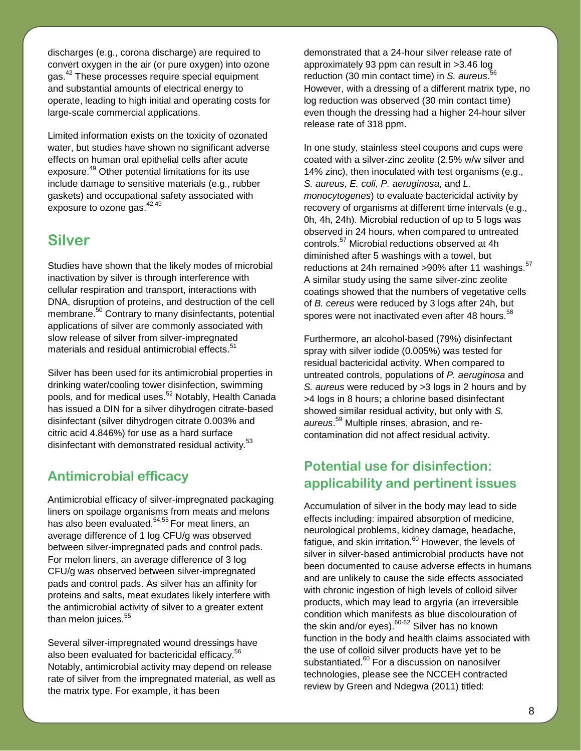discharges (e.g., corona discharge) are required to convert oxygen in the air (or pure oxygen) into ozone gas.[42] These processes require special equipment and substantial amounts of electrical energy to operate, leading to high initial and operating costs for large-scale commercial applications.

Limited information exists on the toxicity of ozonated water, but studies have shown no significant adverse effects on human oral epithelial cells after acute exposure.[49] Other potential limitations for its use include damage to sensitive materials (e.g., rubber gaskets) and occupational safety associated with exposure to ozone gas.[42,49]

## Silver

Studies have shown that the likely modes of microbial inactivation by silver is through interference with cellular respiration and transport, interactions with DNA, disruption of proteins, and destruction of the cell membrane.[50] Contrary to many disinfectants, potential applications of silver are commonly associated with slow release of silver from silver-impregnated materials and residual antimicrobial effects.[51]

Silver has been used for its antimicrobial properties in drinking water/cooling tower disinfection, swimming pools, and for medical uses.[52] Notably, Health Canada has issued a DIN for a silver dihydrogen citrate-based disinfectant (silver dihydrogen citrate 0.003% and citric acid 4.846%) for use as a hard surface disinfectant with demonstrated residual activity.[53]

### Antimicrobial efficacy

Antimicrobial efficacy of silver-impregnated packaging liners on spoilage organisms from meats and melons has also been evaluated.[54,55] For meat liners, an average difference of 1 log CFU/g was observed between silver-impregnated pads and control pads. For melon liners, an average difference of 3 log CFU/g was observed between silver-impregnated pads and control pads. As silver has an affinity for proteins and salts, meat exudates likely interfere with the antimicrobial activity of silver to a greater extent than melon juices.[55]

Several silver-impregnated wound dressings have also been evaluated for bactericidal efficacy.[56] Notably, antimicrobial activity may depend on release rate of silver from the impregnated material, as well as the matrix type. For example, it has been demonstrated that a 24-hour silver release rate of approximately 93 ppm can result in >3.46 log reduction (30 min contact time) in *S. aureus*.[56] However, with a dressing of a different matrix type, no log reduction was observed (30 min contact time) even though the dressing had a higher 24-hour silver release rate of 318 ppm.

In one study, stainless steel coupons and cups were coated with a silver-zinc zeolite (2.5% w/w silver and 14% zinc), then inoculated with test organisms (e.g., *S. aureus*, *E. coli*, *P. aeruginosa*, and *L. monocytogenes*) to evaluate bactericidal activity by recovery of organisms at different time intervals (e.g., 0h, 4h, 24h). Microbial reduction of up to 5 logs was observed in 24 hours, when compared to untreated controls.[57] Microbial reductions observed at 4h diminished after 5 washings with a towel, but reductions at 24h remained >90% after 11 washings.[57] A similar study using the same silver-zinc zeolite coatings showed that the numbers of vegetative cells of *B. cereus* were reduced by 3 logs after 24h, but spores were not inactivated even after 48 hours.[58]

Furthermore, an alcohol-based (79%) disinfectant spray with silver iodide (0.005%) was tested for residual bactericidal activity. When compared to untreated controls, populations of *P. aeruginosa* and *S. aureus* were reduced by >3 logs in 2 hours and by >4 logs in 8 hours; a chlorine based disinfectant showed similar residual activity, but only with *S. aureus*.[59] Multiple rinses, abrasion, and re-contamination did not affect residual activity.

### Potential use for disinfection: applicability and pertinent issues

Accumulation of silver in the body may lead to side effects including: impaired absorption of medicine, neurological problems, kidney damage, headache, fatigue, and skin irritation.[60] However, the levels of silver in silver-based antimicrobial products have not been documented to cause adverse effects in humans and are unlikely to cause the side effects associated with chronic ingestion of high levels of colloid silver products, which may lead to argyria (an irreversible condition which manifests as blue discolouration of the skin and/or eyes).[60-62] Silver has no known function in the body and health claims associated with the use of colloid silver products have yet to be substantiated.[60] For a discussion on nanosilver technologies, please see the NCCEH contracted review by Green and Ndegwa (2011) titled: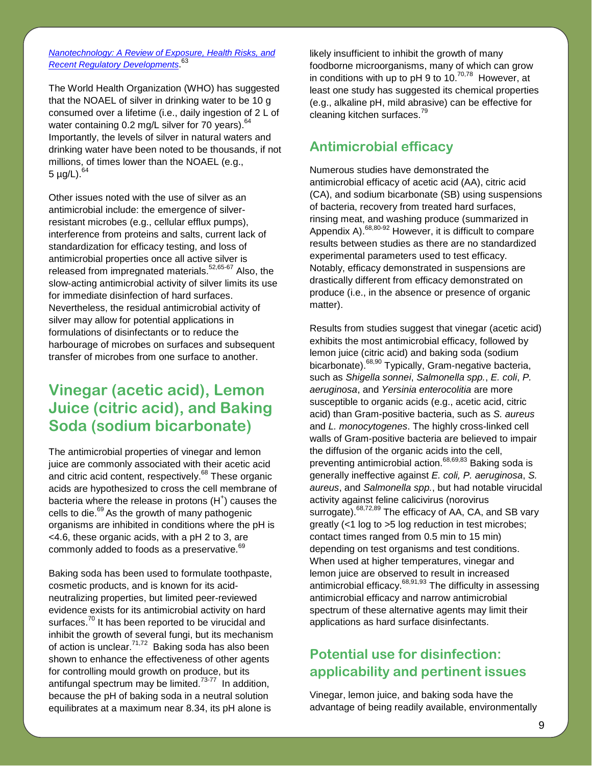[Nanotechnology: A Review of Exposure, Health Risks, and Recent Regulatory Developments](#).[63]

The World Health Organization (WHO) has suggested that the NOAEL of silver in drinking water to be 10 g consumed over a lifetime (i.e., daily ingestion of 2 L of water containing 0.2 mg/L silver for 70 years).[64] Importantly, the levels of silver in natural waters and drinking water have been noted to be thousands, if not millions, of times lower than the NOAEL (e.g., 5 µg/L).[64]

Other issues noted with the use of silver as an antimicrobial include: the emergence of silver-resistant microbes (e.g., cellular efflux pumps), interference from proteins and salts, current lack of standardization for efficacy testing, and loss of antimicrobial properties once all active silver is released from impregnated materials.[52,65-67] Also, the slow-acting antimicrobial activity of silver limits its use for immediate disinfection of hard surfaces. Nevertheless, the residual antimicrobial activity of silver may allow for potential applications in formulations of disinfectants or to reduce the harbourage of microbes on surfaces and subsequent transfer of microbes from one surface to another.

# Vinegar (acetic acid), Lemon Juice (citric acid), and Baking Soda (sodium bicarbonate)

The antimicrobial properties of vinegar and lemon juice are commonly associated with their acetic acid and citric acid content, respectively.[68] These organic acids are hypothesized to cross the cell membrane of bacteria where the release in protons ($H^+$) causes the cells to die.[69] As the growth of many pathogenic organisms are inhibited in conditions where the pH is <4.6, these organic acids, with a pH 2 to 3, are commonly added to foods as a preservative.[69]

Baking soda has been used to formulate toothpaste, cosmetic products, and is known for its acid-neutralizing properties, but limited peer-reviewed evidence exists for its antimicrobial activity on hard surfaces.[70] It has been reported to be virucidal and inhibit the growth of several fungi, but its mechanism of action is unclear.[71,72] Baking soda has also been shown to enhance the effectiveness of other agents for controlling mould growth on produce, but its antifungal spectrum may be limited.[73-77] In addition, because the pH of baking soda in a neutral solution equilibrates at a maximum near 8.34, its pH alone is likely insufficient to inhibit the growth of many foodborne microorganisms, many of which can grow in conditions with up to pH 9 to 10.[70,78] However, at least one study has suggested its chemical properties (e.g., alkaline pH, mild abrasive) can be effective for cleaning kitchen surfaces.[79]

## Antimicrobial efficacy

Numerous studies have demonstrated the antimicrobial efficacy of acetic acid (AA), citric acid (CA), and sodium bicarbonate (SB) using suspensions of bacteria, recovery from treated hard surfaces, rinsing meat, and washing produce (summarized in Appendix A).[68,80-92] However, it is difficult to compare results between studies as there are no standardized experimental parameters used to test efficacy. Notably, efficacy demonstrated in suspensions are drastically different from efficacy demonstrated on produce (i.e., in the absence or presence of organic matter).

Results from studies suggest that vinegar (acetic acid) exhibits the most antimicrobial efficacy, followed by lemon juice (citric acid) and baking soda (sodium bicarbonate).[68,90] Typically, Gram-negative bacteria, such as *Shigella sonnei*, *Salmonella spp.*, *E. coli*, *P. aeruginosa*, and *Yersinia enterocolitia* are more susceptible to organic acids (e.g., acetic acid, citric acid) than Gram-positive bacteria, such as *S. aureus* and *L. monocytogenes*. The highly cross-linked cell walls of Gram-positive bacteria are believed to impair the diffusion of the organic acids into the cell, preventing antimicrobial action.[68,69,83] Baking soda is generally ineffective against *E. coli, P. aeruginosa*, *S. aureus*, and *Salmonella spp.*, but had notable virucidal activity against feline calicivirus (norovirus surrogate).[68,72,89] The efficacy of AA, CA, and SB vary greatly (<1 log to >5 log reduction in test microbes; contact times ranged from 0.5 min to 15 min) depending on test organisms and test conditions. When used at higher temperatures, vinegar and lemon juice are observed to result in increased antimicrobial efficacy.[68,91,93] The difficulty in assessing antimicrobial efficacy and narrow antimicrobial spectrum of these alternative agents may limit their applications as hard surface disinfectants.

## Potential use for disinfection: applicability and pertinent issues

Vinegar, lemon juice, and baking soda have the advantage of being readily available, environmentally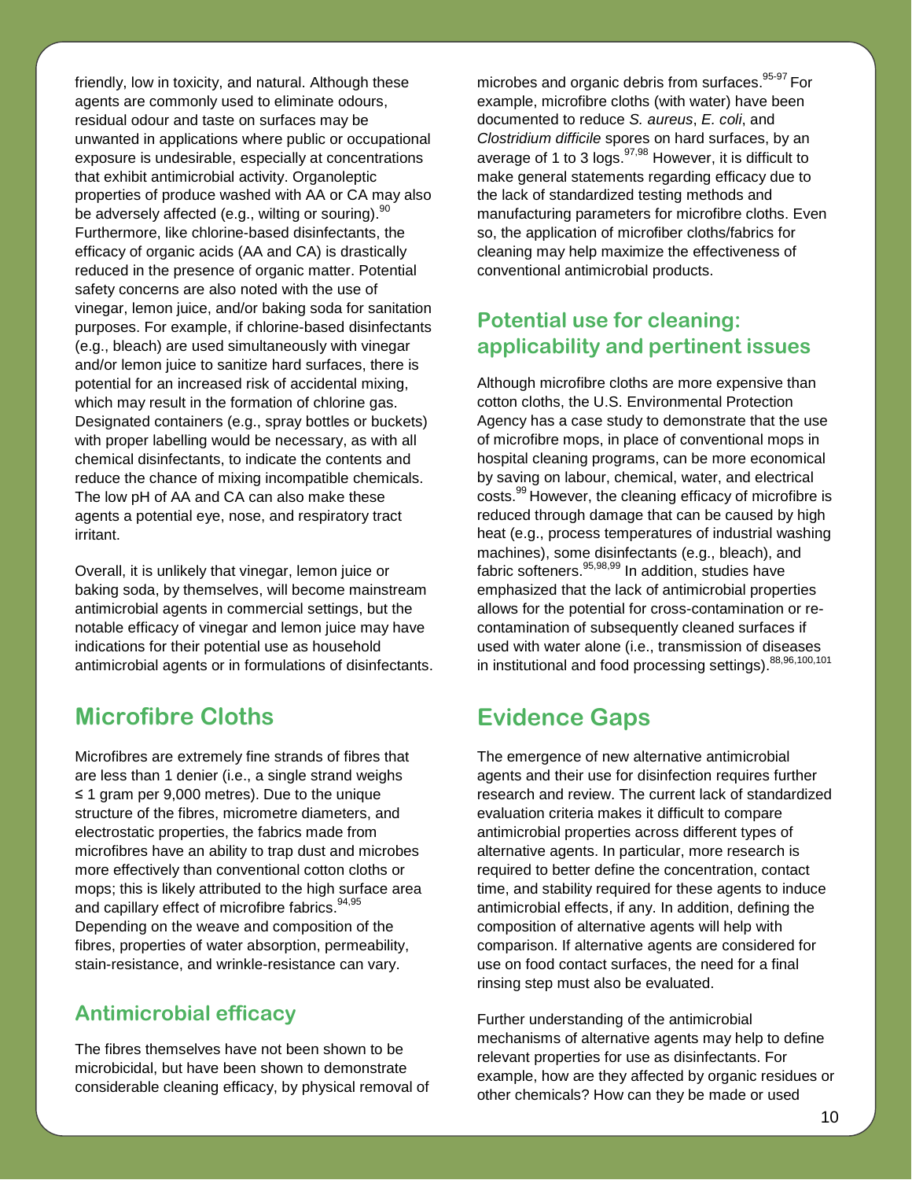friendly, low in toxicity, and natural. Although these agents are commonly used to eliminate odours, residual odour and taste on surfaces may be unwanted in applications where public or occupational exposure is undesirable, especially at concentrations that exhibit antimicrobial activity. Organoleptic properties of produce washed with AA or CA may also be adversely affected (e.g., wilting or souring).[90] Furthermore, like chlorine-based disinfectants, the efficacy of organic acids (AA and CA) is drastically reduced in the presence of organic matter. Potential safety concerns are also noted with the use of vinegar, lemon juice, and/or baking soda for sanitation purposes. For example, if chlorine-based disinfectants (e.g., bleach) are used simultaneously with vinegar and/or lemon juice to sanitize hard surfaces, there is potential for an increased risk of accidental mixing, which may result in the formation of chlorine gas. Designated containers (e.g., spray bottles or buckets) with proper labelling would be necessary, as with all chemical disinfectants, to indicate the contents and reduce the chance of mixing incompatible chemicals. The low pH of AA and CA can also make these agents a potential eye, nose, and respiratory tract irritant.

Overall, it is unlikely that vinegar, lemon juice or baking soda, by themselves, will become mainstream antimicrobial agents in commercial settings, but the notable efficacy of vinegar and lemon juice may have indications for their potential use as household antimicrobial agents or in formulations of disinfectants.

## Microfibre Cloths

Microfibres are extremely fine strands of fibres that are less than 1 denier (i.e., a single strand weighs ≤ 1 gram per 9,000 metres). Due to the unique structure of the fibres, micrometre diameters, and electrostatic properties, the fabrics made from microfibres have an ability to trap dust and microbes more effectively than conventional cotton cloths or mops; this is likely attributed to the high surface area and capillary effect of microfibre fabrics.[94,95] Depending on the weave and composition of the fibres, properties of water absorption, permeability, stain-resistance, and wrinkle-resistance can vary.

### Antimicrobial efficacy

The fibres themselves have not been shown to be microbicidal, but have been shown to demonstrate considerable cleaning efficacy, by physical removal of microbes and organic debris from surfaces.[95-97] For example, microfibre cloths (with water) have been documented to reduce *S. aureus*, *E. coli*, and *Clostridium difficile* spores on hard surfaces, by an average of 1 to 3 logs.[97,98] However, it is difficult to make general statements regarding efficacy due to the lack of standardized testing methods and manufacturing parameters for microfibre cloths. Even so, the application of microfiber cloths/fabrics for cleaning may help maximize the effectiveness of conventional antimicrobial products.

### Potential use for cleaning: applicability and pertinent issues

Although microfibre cloths are more expensive than cotton cloths, the U.S. Environmental Protection Agency has a case study to demonstrate that the use of microfibre mops, in place of conventional mops in hospital cleaning programs, can be more economical by saving on labour, chemical, water, and electrical costs.[99] However, the cleaning efficacy of microfibre is reduced through damage that can be caused by high heat (e.g., process temperatures of industrial washing machines), some disinfectants (e.g., bleach), and fabric softeners.[95,98,99] In addition, studies have emphasized that the lack of antimicrobial properties allows for the potential for cross-contamination or re-contamination of subsequently cleaned surfaces if used with water alone (i.e., transmission of diseases in institutional and food processing settings).[88,96,100,101]

## Evidence Gaps

The emergence of new alternative antimicrobial agents and their use for disinfection requires further research and review. The current lack of standardized evaluation criteria makes it difficult to compare antimicrobial properties across different types of alternative agents. In particular, more research is required to better define the concentration, contact time, and stability required for these agents to induce antimicrobial effects, if any. In addition, defining the composition of alternative agents will help with comparison. If alternative agents are considered for use on food contact surfaces, the need for a final rinsing step must also be evaluated.

Further understanding of the antimicrobial mechanisms of alternative agents may help to define relevant properties for use as disinfectants. For example, how are they affected by organic residues or other chemicals? How can they be made or used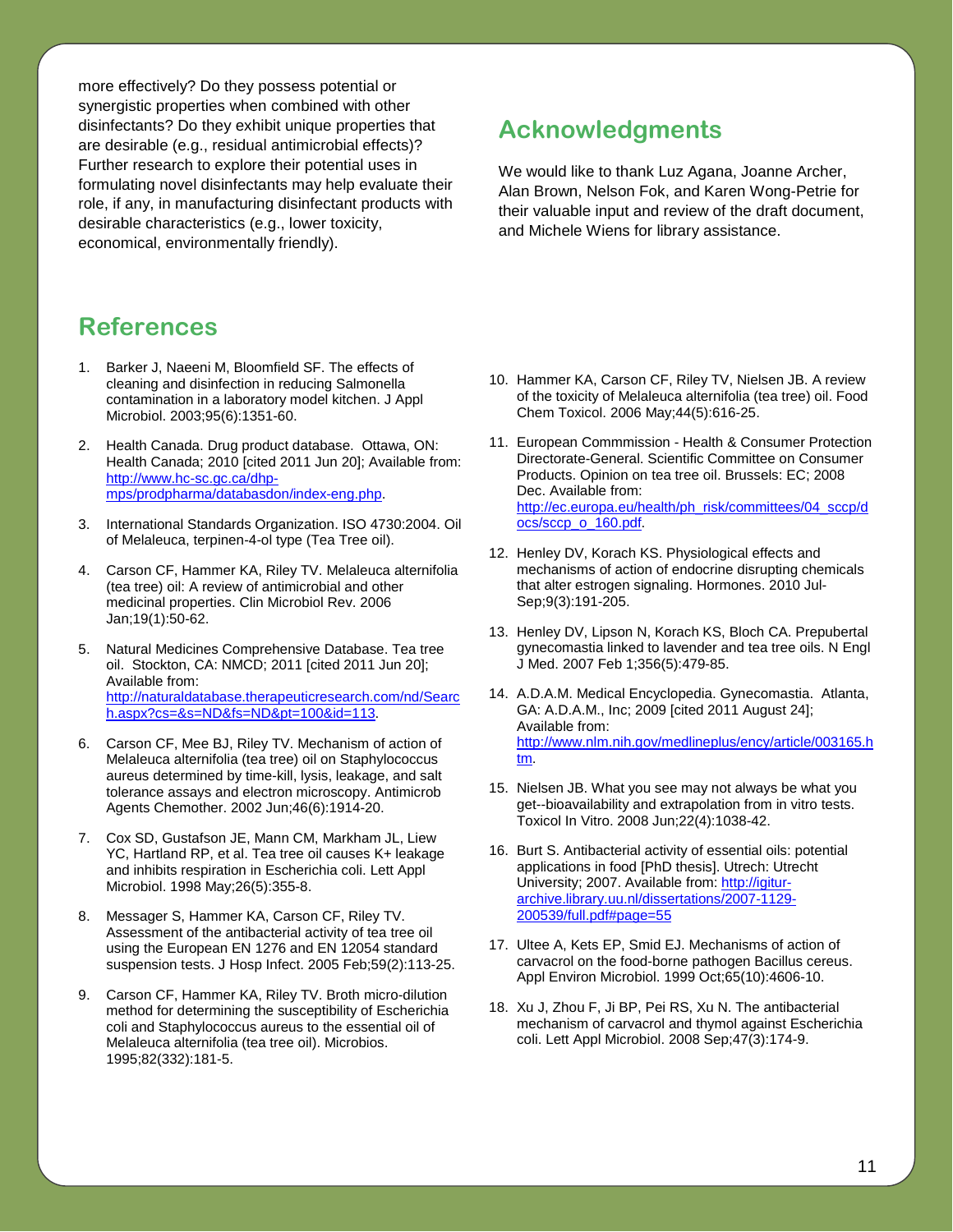more effectively? Do they possess potential or synergistic properties when combined with other disinfectants? Do they exhibit unique properties that are desirable (e.g., residual antimicrobial effects)? Further research to explore their potential uses in formulating novel disinfectants may help evaluate their role, if any, in manufacturing disinfectant products with desirable characteristics (e.g., lower toxicity, economical, environmentally friendly).

## Acknowledgments

We would like to thank Luz Agana, Joanne Archer, Alan Brown, Nelson Fok, and Karen Wong-Petrie for their valuable input and review of the draft document, and Michele Wiens for library assistance.

## References

1. Barker J, Naeeni M, Bloomfield SF. The effects of cleaning and disinfection in reducing Salmonella contamination in a laboratory model kitchen. J Appl Microbiol. 2003;95(6):1351-60.

2. Health Canada. Drug product database. Ottawa, ON: Health Canada; 2010 [cited 2011 Jun 20]; Available from: http://www.hc-sc.gc.ca/dhp-mps/prodpharma/databasdon/index-eng.php.

3. International Standards Organization. ISO 4730:2004. Oil of Melaleuca, terpinen-4-ol type (Tea Tree oil).

4. Carson CF, Hammer KA, Riley TV. Melaleuca alternifolia (tea tree) oil: A review of antimicrobial and other medicinal properties. Clin Microbiol Rev. 2006 Jan;19(1):50-62.

5. Natural Medicines Comprehensive Database. Tea tree oil. Stockton, CA: NMCD; 2011 [cited 2011 Jun 20]; Available from: http://naturaldatabase.therapeuticresearch.com/nd/Search.aspx?cs=&s=ND&fs=ND&pt=100&id=113.

6. Carson CF, Mee BJ, Riley TV. Mechanism of action of Melaleuca alternifolia (tea tree) oil on Staphylococcus aureus determined by time-kill, lysis, leakage, and salt tolerance assays and electron microscopy. Antimicrob Agents Chemother. 2002 Jun;46(6):1914-20.

7. Cox SD, Gustafson JE, Mann CM, Markham JL, Liew YC, Hartland RP, et al. Tea tree oil causes K+ leakage and inhibits respiration in Escherichia coli. Lett Appl Microbiol. 1998 May;26(5):355-8.

8. Messager S, Hammer KA, Carson CF, Riley TV. Assessment of the antibacterial activity of tea tree oil using the European EN 1276 and EN 12054 standard suspension tests. J Hosp Infect. 2005 Feb;59(2):113-25.

9. Carson CF, Hammer KA, Riley TV. Broth micro-dilution method for determining the susceptibility of Escherichia coli and Staphylococcus aureus to the essential oil of Melaleuca alternifolia (tea tree oil). Microbios. 1995;82(332):181-5.

10. Hammer KA, Carson CF, Riley TV, Nielsen JB. A review of the toxicity of Melaleuca alternifolia (tea tree) oil. Food Chem Toxicol. 2006 May;44(5):616-25.

11. European Commmission - Health & Consumer Protection Directorate-General. Scientific Committee on Consumer Products. Opinion on tea tree oil. Brussels: EC; 2008 Dec. Available from: http://ec.europa.eu/health/ph_risk/committees/04_sccp/docs/sccp_o_160.pdf.

12. Henley DV, Korach KS. Physiological effects and mechanisms of action of endocrine disrupting chemicals that alter estrogen signaling. Hormones. 2010 Jul-Sep;9(3):191-205.

13. Henley DV, Lipson N, Korach KS, Bloch CA. Prepubertal gynecomastia linked to lavender and tea tree oils. N Engl J Med. 2007 Feb 1;356(5):479-85.

14. A.D.A.M. Medical Encyclopedia. Gynecomastia. Atlanta, GA: A.D.A.M., Inc; 2009 [cited 2011 August 24]; Available from: http://www.nlm.nih.gov/medlineplus/ency/article/003165.htm.

15. Nielsen JB. What you see may not always be what you get--bioavailability and extrapolation from in vitro tests. Toxicol In Vitro. 2008 Jun;22(4):1038-42.

16. Burt S. Antibacterial activity of essential oils: potential applications in food [PhD thesis]. Utrech: Utrecht University; 2007. Available from: http://igitur-archive.library.uu.nl/dissertations/2007-1129-200539/full.pdf#page=55

17. Ultee A, Kets EP, Smid EJ. Mechanisms of action of carvacrol on the food-borne pathogen Bacillus cereus. Appl Environ Microbiol. 1999 Oct;65(10):4606-10.

18. Xu J, Zhou F, Ji BP, Pei RS, Xu N. The antibacterial mechanism of carvacrol and thymol against Escherichia coli. Lett Appl Microbiol. 2008 Sep;47(3):174-9.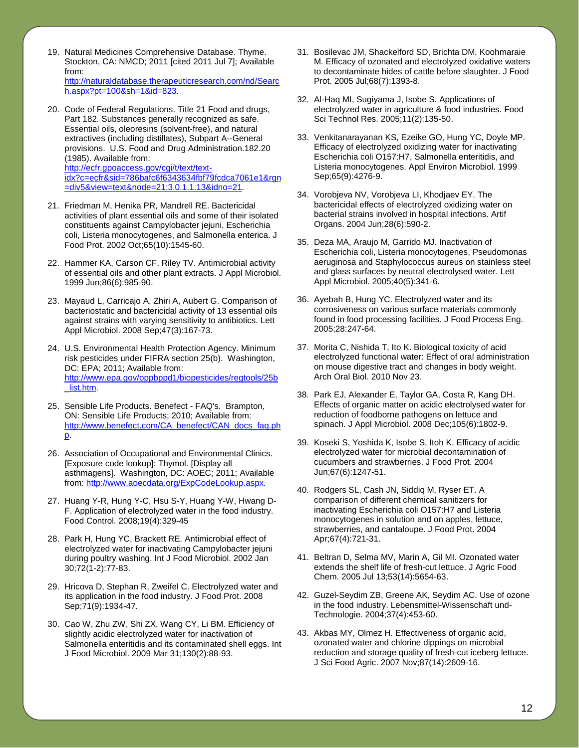19. Natural Medicines Comprehensive Database. Thyme. Stockton, CA: NMCD; 2011 [cited 2011 Jul 7]; Available from: http://naturaldatabase.therapeuticresearch.com/nd/Search.aspx?pt=100&sh=1&id=823.

20. Code of Federal Regulations. Title 21 Food and drugs, Part 182. Substances generally recognized as safe. Essential oils, oleoresins (solvent-free), and natural extractives (including distillates), Subpart A--General provisions. U.S. Food and Drug Administration.182.20 (1985). Available from: http://ecfr.gpoaccess.gov/cgi/t/text/text-idx?c=ecfr&sid=786bafc6f6343634fbf79fcdca7061e1&rgn=div5&view=text&node=21:3.0.1.1.13&idno=21.

21. Friedman M, Henika PR, Mandrell RE. Bactericidal activities of plant essential oils and some of their isolated constituents against Campylobacter jejuni, Escherichia coli, Listeria monocytogenes, and Salmonella enterica. J Food Prot. 2002 Oct;65(10):1545-60.

22. Hammer KA, Carson CF, Riley TV. Antimicrobial activity of essential oils and other plant extracts. J Appl Microbiol. 1999 Jun;86(6):985-90.

23. Mayaud L, Carricajo A, Zhiri A, Aubert G. Comparison of bacteriostatic and bactericidal activity of 13 essential oils against strains with varying sensitivity to antibiotics. Lett Appl Microbiol. 2008 Sep;47(3):167-73.

24. U.S. Environmental Health Protection Agency. Minimum risk pesticides under FIFRA section 25(b). Washington, DC: EPA; 2011; Available from: http://www.epa.gov/oppbppd1/biopesticides/regtools/25b_list.htm.

25. Sensible Life Products. Benefect - FAQ's. Brampton, ON: Sensible Life Products; 2010; Available from: http://www.benefect.com/CA_benefect/CAN_docs_faq.php.

26. Association of Occupational and Environmental Clinics. [Exposure code lookup]: Thymol. [Display all asthmagens]. Washington, DC: AOEC; 2011; Available from: http://www.aoecdata.org/ExpCodeLookup.aspx.

27. Huang Y-R, Hung Y-C, Hsu S-Y, Huang Y-W, Hwang D-F. Application of electrolyzed water in the food industry. Food Control. 2008;19(4):329-45

28. Park H, Hung YC, Brackett RE. Antimicrobial effect of electrolyzed water for inactivating Campylobacter jejuni during poultry washing. Int J Food Microbiol. 2002 Jan 30;72(1-2):77-83.

29. Hricova D, Stephan R, Zweifel C. Electrolyzed water and its application in the food industry. J Food Prot. 2008 Sep;71(9):1934-47.

30. Cao W, Zhu ZW, Shi ZX, Wang CY, Li BM. Efficiency of slightly acidic electrolyzed water for inactivation of Salmonella enteritidis and its contaminated shell eggs. Int J Food Microbiol. 2009 Mar 31;130(2):88-93.

31. Bosilevac JM, Shackelford SD, Brichta DM, Koohmaraie M. Efficacy of ozonated and electrolyzed oxidative waters to decontaminate hides of cattle before slaughter. J Food Prot. 2005 Jul;68(7):1393-8.

32. Al-Haq MI, Sugiyama J, Isobe S. Applications of electrolyzed water in agriculture & food industries. Food Sci Technol Res. 2005;11(2):135-50.

33. Venkitanarayanan KS, Ezeike GO, Hung YC, Doyle MP. Efficacy of electrolyzed oxidizing water for inactivating Escherichia coli O157:H7, Salmonella enteritidis, and Listeria monocytogenes. Appl Environ Microbiol. 1999 Sep;65(9):4276-9.

34. Vorobjeva NV, Vorobjeva LI, Khodjaev EY. The bactericidal effects of electrolyzed oxidizing water on bacterial strains involved in hospital infections. Artif Organs. 2004 Jun;28(6):590-2.

35. Deza MA, Araujo M, Garrido MJ. Inactivation of Escherichia coli, Listeria monocytogenes, Pseudomonas aeruginosa and Staphylococcus aureus on stainless steel and glass surfaces by neutral electrolysed water. Lett Appl Microbiol. 2005;40(5):341-6.

36. Ayebah B, Hung YC. Electrolyzed water and its corrosiveness on various surface materials commonly found in food processing facilities. J Food Process Eng. 2005;28:247-64.

37. Morita C, Nishida T, Ito K. Biological toxicity of acid electrolyzed functional water: Effect of oral administration on mouse digestive tract and changes in body weight. Arch Oral Biol. 2010 Nov 23.

38. Park EJ, Alexander E, Taylor GA, Costa R, Kang DH. Effects of organic matter on acidic electrolysed water for reduction of foodborne pathogens on lettuce and spinach. J Appl Microbiol. 2008 Dec;105(6):1802-9.

39. Koseki S, Yoshida K, Isobe S, Itoh K. Efficacy of acidic electrolyzed water for microbial decontamination of cucumbers and strawberries. J Food Prot. 2004 Jun;67(6):1247-51.

40. Rodgers SL, Cash JN, Siddiq M, Ryser ET. A comparison of different chemical sanitizers for inactivating Escherichia coli O157:H7 and Listeria monocytogenes in solution and on apples, lettuce, strawberries, and cantaloupe. J Food Prot. 2004 Apr;67(4):721-31.

41. Beltran D, Selma MV, Marin A, Gil MI. Ozonated water extends the shelf life of fresh-cut lettuce. J Agric Food Chem. 2005 Jul 13;53(14):5654-63.

42. Guzel-Seydim ZB, Greene AK, Seydim AC. Use of ozone in the food industry. Lebensmittel-Wissenschaft und-Technologie. 2004;37(4):453-60.

43. Akbas MY, Olmez H. Effectiveness of organic acid, ozonated water and chlorine dippings on microbial reduction and storage quality of fresh-cut iceberg lettuce. J Sci Food Agric. 2007 Nov;87(14):2609-16.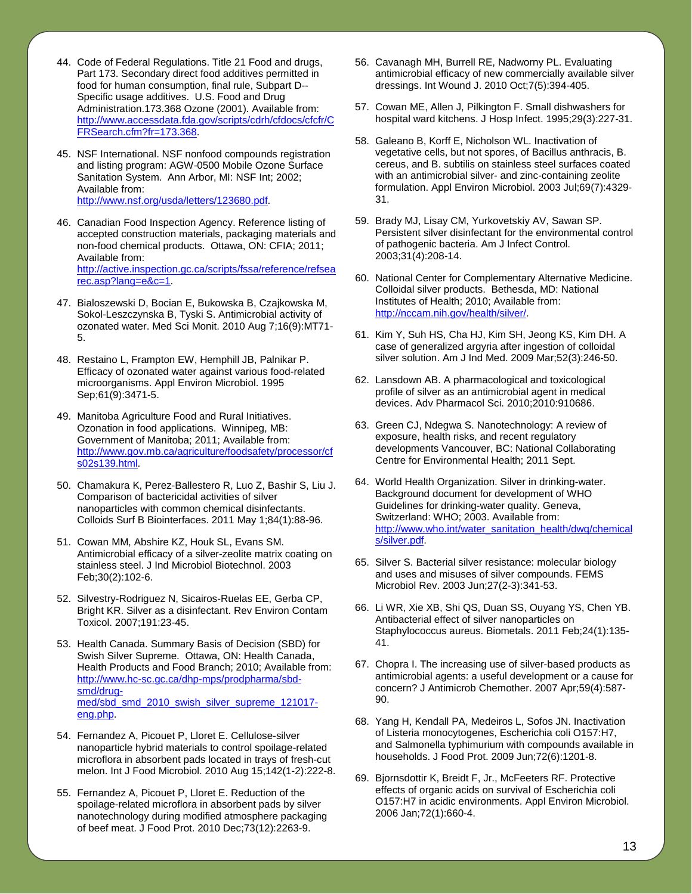44. Code of Federal Regulations. Title 21 Food and drugs, Part 173. Secondary direct food additives permitted in food for human consumption, final rule, Subpart D--Specific usage additives. U.S. Food and Drug Administration.173.368 Ozone (2001). Available from: http://www.accessdata.fda.gov/scripts/cdrh/cfdocs/cfcfr/CFRSearch.cfm?fr=173.368.

45. NSF International. NSF nonfood compounds registration and listing program: AGW-0500 Mobile Ozone Surface Sanitation System. Ann Arbor, MI: NSF Int; 2002; Available from: http://www.nsf.org/usda/letters/123680.pdf.

46. Canadian Food Inspection Agency. Reference listing of accepted construction materials, packaging materials and non-food chemical products. Ottawa, ON: CFIA; 2011; Available from: http://active.inspection.gc.ca/scripts/fssa/reference/refsearec.asp?lang=e&c=1.

47. Bialoszewski D, Bocian E, Bukowska B, Czajkowska M, Sokol-Leszczynska B, Tyski S. Antimicrobial activity of ozonated water. Med Sci Monit. 2010 Aug 7;16(9):MT71-5.

48. Restaino L, Frampton EW, Hemphill JB, Palnikar P. Efficacy of ozonated water against various food-related microorganisms. Appl Environ Microbiol. 1995 Sep;61(9):3471-5.

49. Manitoba Agriculture Food and Rural Initiatives. Ozonation in food applications. Winnipeg, MB: Government of Manitoba; 2011; Available from: http://www.gov.mb.ca/agriculture/foodsafety/processor/cfs02s139.html.

50. Chamakura K, Perez-Ballestero R, Luo Z, Bashir S, Liu J. Comparison of bactericidal activities of silver nanoparticles with common chemical disinfectants. Colloids Surf B Biointerfaces. 2011 May 1;84(1):88-96.

51. Cowan MM, Abshire KZ, Houk SL, Evans SM. Antimicrobial efficacy of a silver-zeolite matrix coating on stainless steel. J Ind Microbiol Biotechnol. 2003 Feb;30(2):102-6.

52. Silvestry-Rodriguez N, Sicairos-Ruelas EE, Gerba CP, Bright KR. Silver as a disinfectant. Rev Environ Contam Toxicol. 2007;191:23-45.

53. Health Canada. Summary Basis of Decision (SBD) for Swish Silver Supreme. Ottawa, ON: Health Canada, Health Products and Food Branch; 2010; Available from: http://www.hc-sc.gc.ca/dhp-mps/prodpharma/sbd-smd/drug-med/sbd_smd_2010_swish_silver_supreme_121017-eng.php.

54. Fernandez A, Picouet P, Lloret E. Cellulose-silver nanoparticle hybrid materials to control spoilage-related microflora in absorbent pads located in trays of fresh-cut melon. Int J Food Microbiol. 2010 Aug 15;142(1-2):222-8.

55. Fernandez A, Picouet P, Lloret E. Reduction of the spoilage-related microflora in absorbent pads by silver nanotechnology during modified atmosphere packaging of beef meat. J Food Prot. 2010 Dec;73(12):2263-9.

56. Cavanagh MH, Burrell RE, Nadworny PL. Evaluating antimicrobial efficacy of new commercially available silver dressings. Int Wound J. 2010 Oct;7(5):394-405.

57. Cowan ME, Allen J, Pilkington F. Small dishwashers for hospital ward kitchens. J Hosp Infect. 1995;29(3):227-31.

58. Galeano B, Korff E, Nicholson WL. Inactivation of vegetative cells, but not spores, of Bacillus anthracis, B. cereus, and B. subtilis on stainless steel surfaces coated with an antimicrobial silver- and zinc-containing zeolite formulation. Appl Environ Microbiol. 2003 Jul;69(7):4329-31.

59. Brady MJ, Lisay CM, Yurkovetskiy AV, Sawan SP. Persistent silver disinfectant for the environmental control of pathogenic bacteria. Am J Infect Control. 2003;31(4):208-14.

60. National Center for Complementary Alternative Medicine. Colloidal silver products. Bethesda, MD: National Institutes of Health; 2010; Available from: http://nccam.nih.gov/health/silver/.

61. Kim Y, Suh HS, Cha HJ, Kim SH, Jeong KS, Kim DH. A case of generalized argyria after ingestion of colloidal silver solution. Am J Ind Med. 2009 Mar;52(3):246-50.

62. Lansdown AB. A pharmacological and toxicological profile of silver as an antimicrobial agent in medical devices. Adv Pharmacol Sci. 2010;2010:910686.

63. Green CJ, Ndegwa S. Nanotechnology: A review of exposure, health risks, and recent regulatory developments Vancouver, BC: National Collaborating Centre for Environmental Health; 2011 Sept.

64. World Health Organization. Silver in drinking-water. Background document for development of WHO Guidelines for drinking-water quality. Geneva, Switzerland: WHO; 2003. Available from: http://www.who.int/water_sanitation_health/dwq/chemicals/silver.pdf.

65. Silver S. Bacterial silver resistance: molecular biology and uses and misuses of silver compounds. FEMS Microbiol Rev. 2003 Jun;27(2-3):341-53.

66. Li WR, Xie XB, Shi QS, Duan SS, Ouyang YS, Chen YB. Antibacterial effect of silver nanoparticles on Staphylococcus aureus. Biometals. 2011 Feb;24(1):135-41.

67. Chopra I. The increasing use of silver-based products as antimicrobial agents: a useful development or a cause for concern? J Antimicrob Chemother. 2007 Apr;59(4):587-90.

68. Yang H, Kendall PA, Medeiros L, Sofos JN. Inactivation of Listeria monocytogenes, Escherichia coli O157:H7, and Salmonella typhimurium with compounds available in households. J Food Prot. 2009 Jun;72(6):1201-8.

69. Bjornsdottir K, Breidt F, Jr., McFeeters RF. Protective effects of organic acids on survival of Escherichia coli O157:H7 in acidic environments. Appl Environ Microbiol. 2006 Jan;72(1):660-4.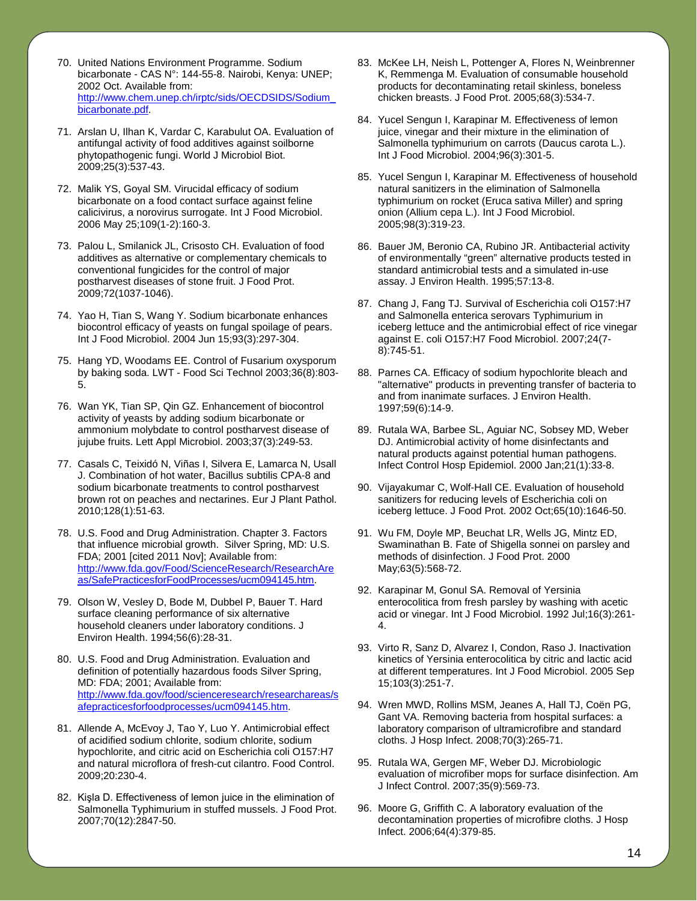70. United Nations Environment Programme. Sodium bicarbonate - CAS N°: 144-55-8. Nairobi, Kenya: UNEP; 2002 Oct. Available from: http://www.chem.unep.ch/irptc/sids/OECDSIDS/Sodium_bicarbonate.pdf.

71. Arslan U, Ilhan K, Vardar C, Karabulut OA. Evaluation of antifungal activity of food additives against soilborne phytopathogenic fungi. World J Microbiol Biot. 2009;25(3):537-43.

72. Malik YS, Goyal SM. Virucidal efficacy of sodium bicarbonate on a food contact surface against feline calicivirus, a norovirus surrogate. Int J Food Microbiol. 2006 May 25;109(1-2):160-3.

73. Palou L, Smilanick JL, Crisosto CH. Evaluation of food additives as alternative or complementary chemicals to conventional fungicides for the control of major postharvest diseases of stone fruit. J Food Prot. 2009;72(1037-1046).

74. Yao H, Tian S, Wang Y. Sodium bicarbonate enhances biocontrol efficacy of yeasts on fungal spoilage of pears. Int J Food Microbiol. 2004 Jun 15;93(3):297-304.

75. Hang YD, Woodams EE. Control of Fusarium oxysporum by baking soda. LWT - Food Sci Technol 2003;36(8):803-5.

76. Wan YK, Tian SP, Qin GZ. Enhancement of biocontrol activity of yeasts by adding sodium bicarbonate or ammonium molybdate to control postharvest disease of jujube fruits. Lett Appl Microbiol. 2003;37(3):249-53.

77. Casals C, Teixidó N, Viñas I, Silvera E, Lamarca N, Usall J. Combination of hot water, Bacillus subtilis CPA-8 and sodium bicarbonate treatments to control postharvest brown rot on peaches and nectarines. Eur J Plant Pathol. 2010;128(1):51-63.

78. U.S. Food and Drug Administration. Chapter 3. Factors that influence microbial growth. Silver Spring, MD: U.S. FDA; 2001 [cited 2011 Nov]; Available from: http://www.fda.gov/Food/ScienceResearch/ResearchAreas/SafePracticesforFoodProcesses/ucm094145.htm.

79. Olson W, Vesley D, Bode M, Dubbel P, Bauer T. Hard surface cleaning performance of six alternative household cleaners under laboratory conditions. J Environ Health. 1994;56(6):28-31.

80. U.S. Food and Drug Administration. Evaluation and definition of potentially hazardous foods Silver Spring, MD: FDA; 2001; Available from: http://www.fda.gov/food/scienceresearch/researchareas/safepracticesforfoodprocesses/ucm094145.htm.

81. Allende A, McEvoy J, Tao Y, Luo Y. Antimicrobial effect of acidified sodium chlorite, sodium chlorite, sodium hypochlorite, and citric acid on Escherichia coli O157:H7 and natural microflora of fresh-cut cilantro. Food Control. 2009;20:230-4.

82. Kişla D. Effectiveness of lemon juice in the elimination of Salmonella Typhimurium in stuffed mussels. J Food Prot. 2007;70(12):2847-50.

83. McKee LH, Neish L, Pottenger A, Flores N, Weinbrenner K, Remmenga M. Evaluation of consumable household products for decontaminating retail skinless, boneless chicken breasts. J Food Prot. 2005;68(3):534-7.

84. Yucel Sengun I, Karapinar M. Effectiveness of lemon juice, vinegar and their mixture in the elimination of Salmonella typhimurium on carrots (Daucus carota L.). Int J Food Microbiol. 2004;96(3):301-5.

85. Yucel Sengun I, Karapinar M. Effectiveness of household natural sanitizers in the elimination of Salmonella typhimurium on rocket (Eruca sativa Miller) and spring onion (Allium cepa L.). Int J Food Microbiol. 2005;98(3):319-23.

86. Bauer JM, Beronio CA, Rubino JR. Antibacterial activity of environmentally "green" alternative products tested in standard antimicrobial tests and a simulated in-use assay. J Environ Health. 1995;57:13-8.

87. Chang J, Fang TJ. Survival of Escherichia coli O157:H7 and Salmonella enterica serovars Typhimurium in iceberg lettuce and the antimicrobial effect of rice vinegar against E. coli O157:H7 Food Microbiol. 2007;24(7-8):745-51.

88. Parnes CA. Efficacy of sodium hypochlorite bleach and "alternative" products in preventing transfer of bacteria to and from inanimate surfaces. J Environ Health. 1997;59(6):14-9.

89. Rutala WA, Barbee SL, Aguiar NC, Sobsey MD, Weber DJ. Antimicrobial activity of home disinfectants and natural products against potential human pathogens. Infect Control Hosp Epidemiol. 2000 Jan;21(1):33-8.

90. Vijayakumar C, Wolf-Hall CE. Evaluation of household sanitizers for reducing levels of Escherichia coli on iceberg lettuce. J Food Prot. 2002 Oct;65(10):1646-50.

91. Wu FM, Doyle MP, Beuchat LR, Wells JG, Mintz ED, Swaminathan B. Fate of Shigella sonnei on parsley and methods of disinfection. J Food Prot. 2000 May;63(5):568-72.

92. Karapinar M, Gonul SA. Removal of Yersinia enterocolitica from fresh parsley by washing with acetic acid or vinegar. Int J Food Microbiol. 1992 Jul;16(3):261-4.

93. Virto R, Sanz D, Alvarez I, Condon, Raso J. Inactivation kinetics of Yersinia enterocolitica by citric and lactic acid at different temperatures. Int J Food Microbiol. 2005 Sep 15;103(3):251-7.

94. Wren MWD, Rollins MSM, Jeanes A, Hall TJ, Coën PG, Gant VA. Removing bacteria from hospital surfaces: a laboratory comparison of ultramicrofibre and standard cloths. J Hosp Infect. 2008;70(3):265-71.

95. Rutala WA, Gergen MF, Weber DJ. Microbiologic evaluation of microfiber mops for surface disinfection. Am J Infect Control. 2007;35(9):569-73.

96. Moore G, Griffith C. A laboratory evaluation of the decontamination properties of microfibre cloths. J Hosp Infect. 2006;64(4):379-85.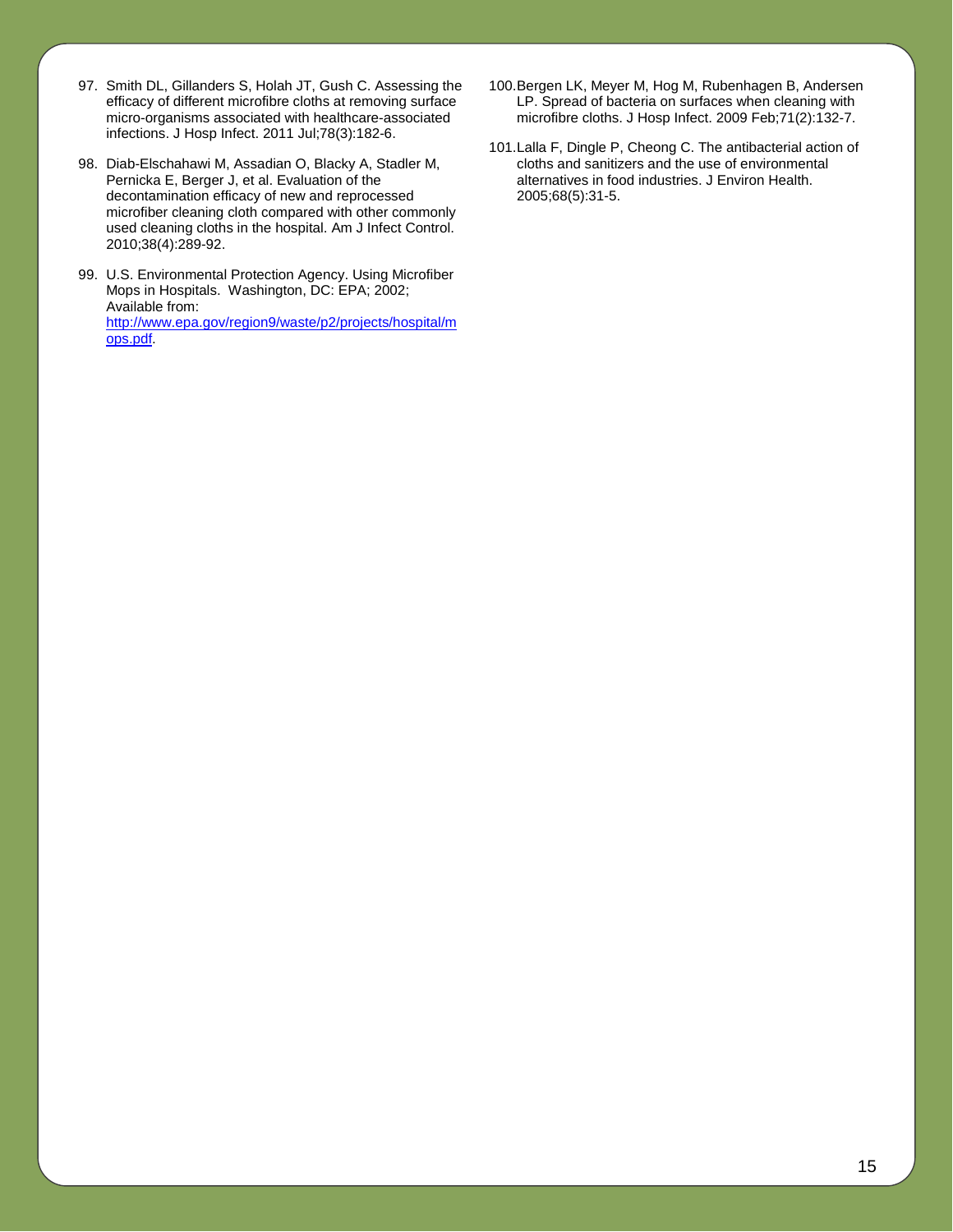97. Smith DL, Gillanders S, Holah JT, Gush C. Assessing the efficacy of different microfibre cloths at removing surface micro-organisms associated with healthcare-associated infections. J Hosp Infect. 2011 Jul;78(3):182-6.

98. Diab-Elschahawi M, Assadian O, Blacky A, Stadler M, Pernicka E, Berger J, et al. Evaluation of the decontamination efficacy of new and reprocessed microfiber cleaning cloth compared with other commonly used cleaning cloths in the hospital. Am J Infect Control. 2010;38(4):289-92.

99. U.S. Environmental Protection Agency. Using Microfiber Mops in Hospitals. Washington, DC: EPA; 2002; Available from: [http://www.epa.gov/region9/waste/p2/projects/hospital/mops.pdf](http://www.epa.gov/region9/waste/p2/projects/hospital/mops.pdf).

100. Bergen LK, Meyer M, Hog M, Rubenhagen B, Andersen LP. Spread of bacteria on surfaces when cleaning with microfibre cloths. J Hosp Infect. 2009 Feb;71(2):132-7.

101. Lalla F, Dingle P, Cheong C. The antibacterial action of cloths and sanitizers and the use of environmental alternatives in food industries. J Environ Health. 2005;68(5):31-5.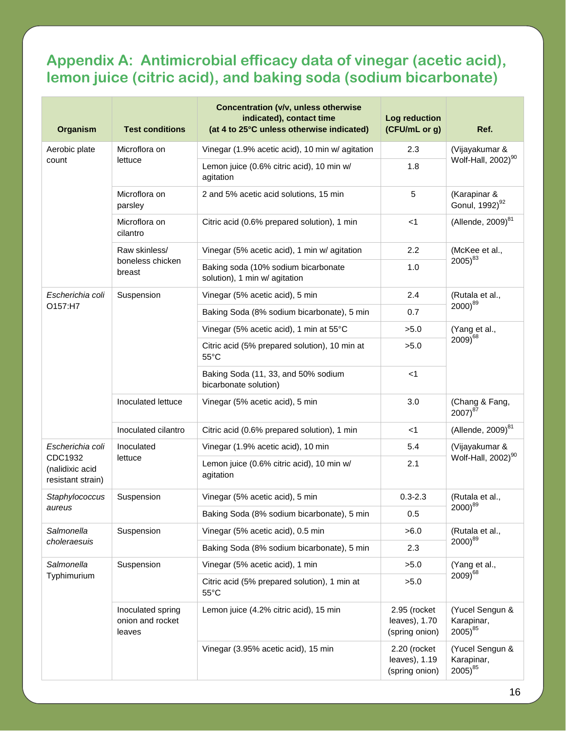## Appendix A: Antimicrobial efficacy data of vinegar (acetic acid), lemon juice (citric acid), and baking soda (sodium bicarbonate)

| Organism | Test conditions | Concentration (v/v, unless otherwise indicated), contact time (at 4 to 25°C unless otherwise indicated) | Log reduction (CFU/mL or g) | Ref. |
|---|---|---|---|---|
| Aerobic plate count | Microflora on lettuce | Vinegar (1.9% acetic acid), 10 min w/ agitation | 2.3 | (Vijayakumar & Wolf-Hall, 2002)[90] |
| | | Lemon juice (0.6% citric acid), 10 min w/ agitation | 1.8 | |
| | Microflora on parsley | 2 and 5% acetic acid solutions, 15 min | 5 | (Karapinar & Gonul, 1992)[92] |
| | Microflora on cilantro | Citric acid (0.6% prepared solution), 1 min | <1 | (Allende, 2009)[81] |
| | Raw skinless/ boneless chicken breast | Vinegar (5% acetic acid), 1 min w/ agitation | 2.2 | (McKee et al., 2005)[83] |
| | | Baking soda (10% sodium bicarbonate solution), 1 min w/ agitation | 1.0 | |
| *Escherichia coli* O157:H7 | Suspension | Vinegar (5% acetic acid), 5 min | 2.4 | (Rutala et al., 2000)[89] |
| | | Baking Soda (8% sodium bicarbonate), 5 min | 0.7 | |
| | | Vinegar (5% acetic acid), 1 min at 55°C | >5.0 | (Yang et al., 2009)[68] |
| | | Citric acid (5% prepared solution), 10 min at 55°C | >5.0 | |
| | | Baking Soda (11, 33, and 50% sodium bicarbonate solution) | <1 | |
| | Inoculated lettuce | Vinegar (5% acetic acid), 5 min | 3.0 | (Chang & Fang, 2007)[87] |
| | Inoculated cilantro | Citric acid (0.6% prepared solution), 1 min | <1 | (Allende, 2009)[81] |
| *Escherichia coli* CDC1932 (nalidixic acid resistant strain) | Inoculated lettuce | Vinegar (1.9% acetic acid), 10 min | 5.4 | (Vijayakumar & Wolf-Hall, 2002)[90] |
| | | Lemon juice (0.6% citric acid), 10 min w/ agitation | 2.1 | |
| *Staphylococcus aureus* | Suspension | Vinegar (5% acetic acid), 5 min | 0.3-2.3 | (Rutala et al., 2000)[89] |
| | | Baking Soda (8% sodium bicarbonate), 5 min | 0.5 | |
| *Salmonella choleraesuis* | Suspension | Vinegar (5% acetic acid), 0.5 min | >6.0 | (Rutala et al., 2000)[89] |
| | | Baking Soda (8% sodium bicarbonate), 5 min | 2.3 | |
| *Salmonella* Typhimurium | Suspension | Vinegar (5% acetic acid), 1 min | >5.0 | (Yang et al., 2009)[68] |
| | | Citric acid (5% prepared solution), 1 min at 55°C | >5.0 | |
| | Inoculated spring onion and rocket leaves | Lemon juice (4.2% citric acid), 15 min | 2.95 (rocket leaves), 1.70 (spring onion) | (Yucel Sengun & Karapinar, 2005)[85] |
| | | Vinegar (3.95% acetic acid), 15 min | 2.20 (rocket leaves), 1.19 (spring onion) | (Yucel Sengun & Karapinar, 2005)[85] |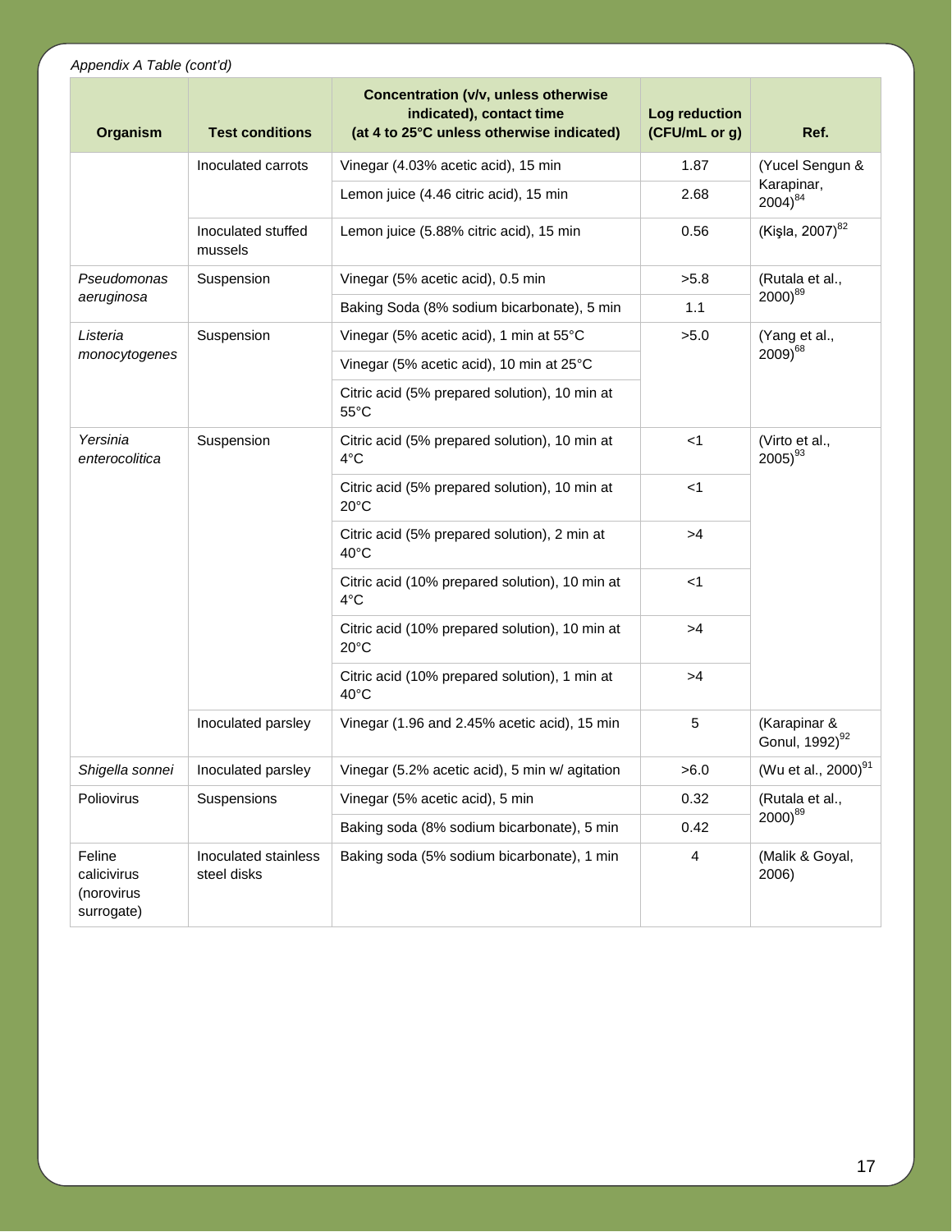*Appendix A Table (cont'd)*

| Organism | Test conditions | Concentration (v/v, unless otherwise indicated), contact time (at 4 to 25°C unless otherwise indicated) | Log reduction (CFU/mL or g) | Ref. |
|---|---|---|---|---|
| | Inoculated carrots | Vinegar (4.03% acetic acid), 15 min | 1.87 | (Yucel Sengun & Karapinar, 2004)[84] |
| | | Lemon juice (4.46 citric acid), 15 min | 2.68 | |
| | Inoculated stuffed mussels | Lemon juice (5.88% citric acid), 15 min | 0.56 | (Kişla, 2007)[82] |
| *Pseudomonas aeruginosa* | Suspension | Vinegar (5% acetic acid), 0.5 min | >5.8 | (Rutala et al., 2000)[89] |
| | | Baking Soda (8% sodium bicarbonate), 5 min | 1.1 | |
| *Listeria monocytogenes* | Suspension | Vinegar (5% acetic acid), 1 min at 55°C | >5.0 | (Yang et al., 2009)[68] |
| | | Vinegar (5% acetic acid), 10 min at 25°C | | |
| | | Citric acid (5% prepared solution), 10 min at 55°C | | |
| *Yersinia enterocolitica* | Suspension | Citric acid (5% prepared solution), 10 min at 4°C | <1 | (Virto et al., 2005)[93] |
| | | Citric acid (5% prepared solution), 10 min at 20°C | <1 | |
| | | Citric acid (5% prepared solution), 2 min at 40°C | >4 | |
| | | Citric acid (10% prepared solution), 10 min at 4°C | <1 | |
| | | Citric acid (10% prepared solution), 10 min at 20°C | >4 | |
| | | Citric acid (10% prepared solution), 1 min at 40°C | >4 | |
| | Inoculated parsley | Vinegar (1.96 and 2.45% acetic acid), 15 min | 5 | (Karapinar & Gonul, 1992)[92] |
| *Shigella sonnei* | Inoculated parsley | Vinegar (5.2% acetic acid), 5 min w/ agitation | >6.0 | (Wu et al., 2000)[91] |
| Poliovirus | Suspensions | Vinegar (5% acetic acid), 5 min | 0.32 | (Rutala et al., 2000)[89] |
| | | Baking soda (8% sodium bicarbonate), 5 min | 0.42 | |
| Feline calicivirus (norovirus surrogate) | Inoculated stainless steel disks | Baking soda (5% sodium bicarbonate), 1 min | 4 | (Malik & Goyal, 2006) |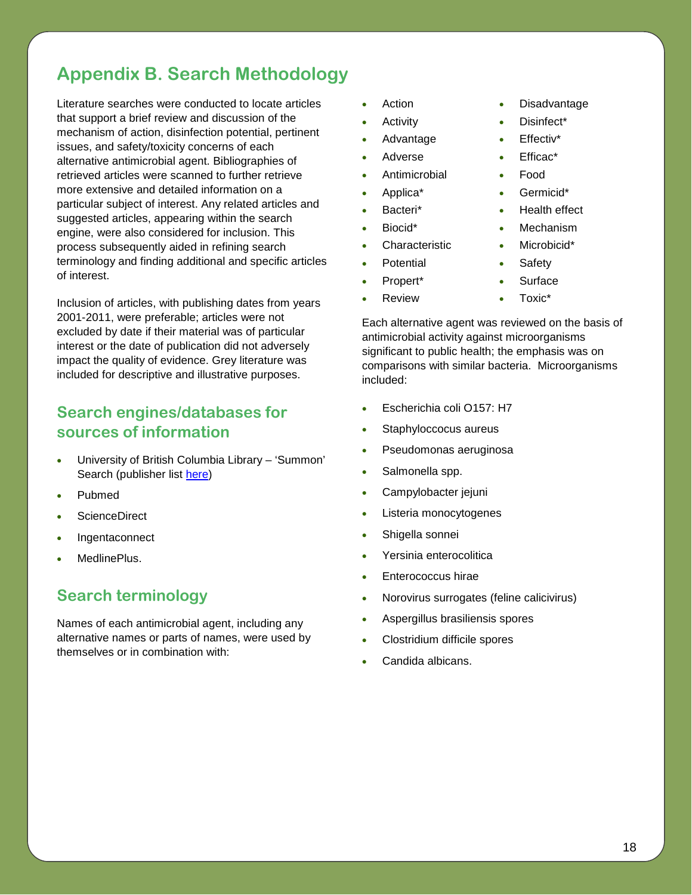# Appendix B. Search Methodology

Literature searches were conducted to locate articles that support a brief review and discussion of the mechanism of action, disinfection potential, pertinent issues, and safety/toxicity concerns of each alternative antimicrobial agent. Bibliographies of retrieved articles were scanned to further retrieve more extensive and detailed information on a particular subject of interest. Any related articles and suggested articles, appearing within the search engine, were also considered for inclusion. This process subsequently aided in refining search terminology and finding additional and specific articles of interest.

Inclusion of articles, with publishing dates from years 2001-2011, were preferable; articles were not excluded by date if their material was of particular interest or the date of publication did not adversely impact the quality of evidence. Grey literature was included for descriptive and illustrative purposes.

## Search engines/databases for sources of information

- University of British Columbia Library – 'Summon' Search (publisher list here)
- Pubmed
- ScienceDirect
- Ingentaconnect
- MedlinePlus.

## Search terminology

Names of each antimicrobial agent, including any alternative names or parts of names, were used by themselves or in combination with:

- Action
- Activity
- Advantage
- Adverse
- Antimicrobial
- Applica*
- Bacteri*
- Biocid*
- Characteristic
- Potential
- Propert*
- Review
- Disadvantage
- Disinfect*
- Effectiv*
- Efficac*
- Food
- Germicid*
- Health effect
- Mechanism
- Microbicid*
- Safety
- Surface
- Toxic*

Each alternative agent was reviewed on the basis of antimicrobial activity against microorganisms significant to public health; the emphasis was on comparisons with similar bacteria. Microorganisms included:

- Escherichia coli O157: H7
- Staphyloccocus aureus
- Pseudomonas aeruginosa
- Salmonella spp.
- Campylobacter jejuni
- Listeria monocytogenes
- Shigella sonnei
- Yersinia enterocolitica
- Enterococcus hirae
- Norovirus surrogates (feline calicivirus)
- Aspergillus brasiliensis spores
- Clostridium difficile spores
- Candida albicans.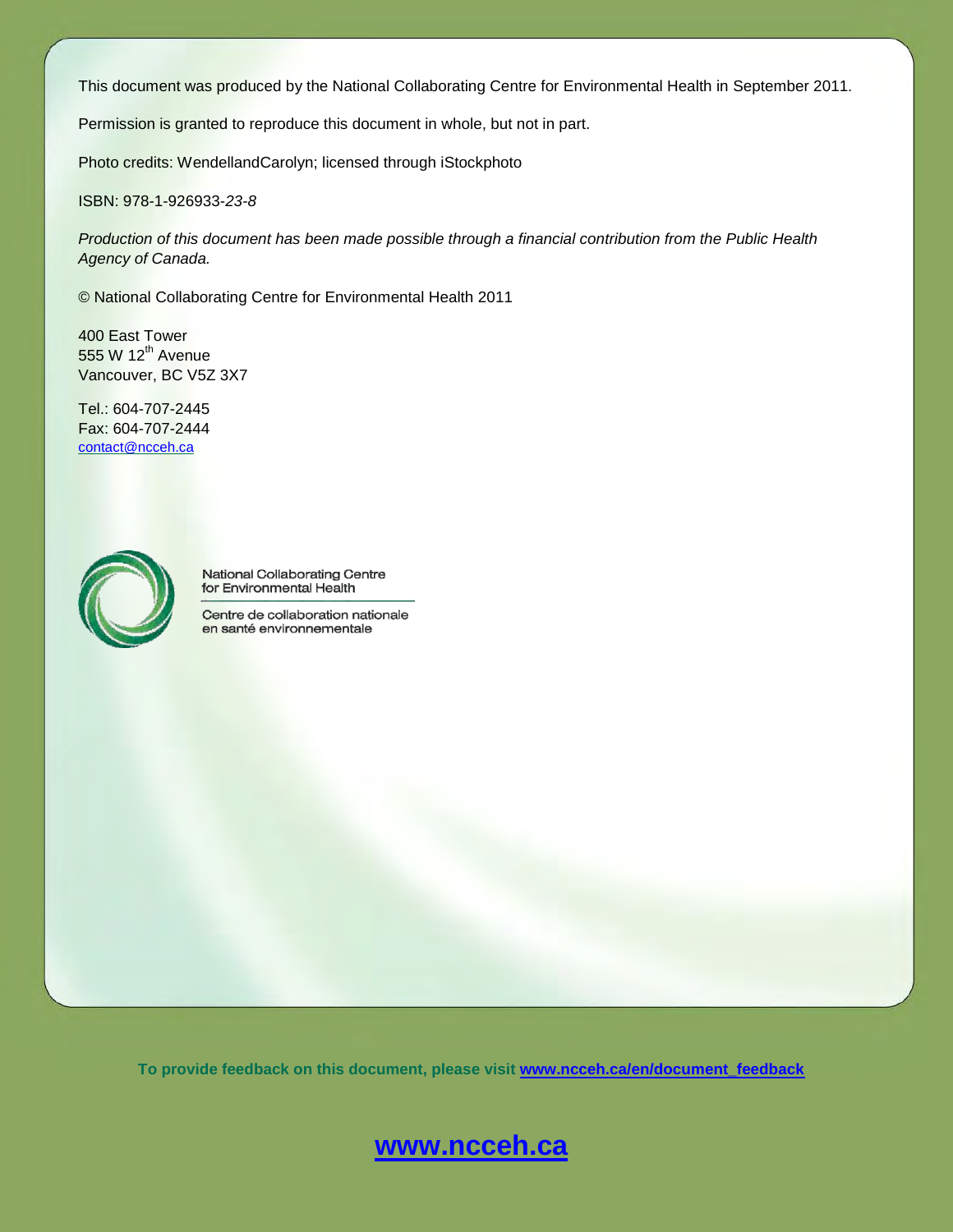This document was produced by the National Collaborating Centre for Environmental Health in September 2011.

Permission is granted to reproduce this document in whole, but not in part.

Photo credits: WendellandCarolyn; licensed through iStockphoto

ISBN: 978-1-926933-*23-8*

*Production of this document has been made possible through a financial contribution from the Public Health Agency of Canada.*

© National Collaborating Centre for Environmental Health 2011

400 East Tower
555 W 12th Avenue
Vancouver, BC V5Z 3X7

Tel.: 604-707-2445
Fax: 604-707-2444
contact@ncceh.ca

National Collaborating Centre for Environmental Health

Centre de collaboration nationale en santé environnementale

**To provide feedback on this document, please visit www.ncceh.ca/en/document_feedback**

**www.ncceh.ca**